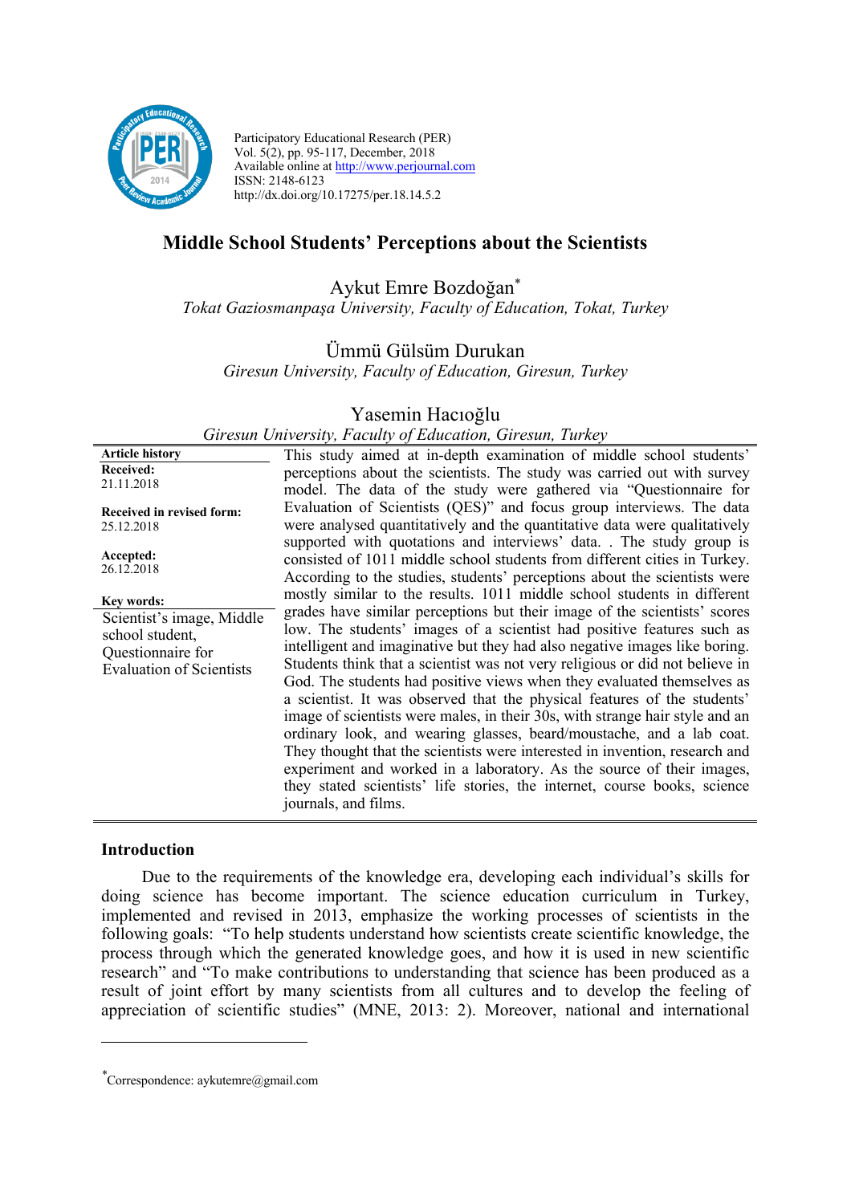Participatory Educational Research (PER)
Vol. 5(2), pp. 95-117, December, 2018
Available online at http://www.perjournal.com
ISSN: 2148-6123
http://dx.doi.org/10.17275/per.18.14.5.2

# Middle School Students' Perceptions about the Scientists

Aykut Emre Bozdoğan*
*Tokat Gaziosmanpaşa University, Faculty of Education, Tokat, Turkey*

Ümmü Gülsüm Durukan
*Giresun University, Faculty of Education, Giresun, Turkey*

Yasemin Hacıoğlu
*Giresun University, Faculty of Education, Giresun, Turkey*

**Article history**
**Received:** 21.11.2018
**Received in revised form:** 25.12.2018
**Accepted:** 26.12.2018

**Key words:**
Scientist's image, Middle school student, Questionnaire for Evaluation of Scientists

This study aimed at in-depth examination of middle school students' perceptions about the scientists. The study was carried out with survey model. The data of the study were gathered via "Questionnaire for Evaluation of Scientists (QES)" and focus group interviews. The data were analysed quantitatively and the quantitative data were qualitatively supported with quotations and interviews' data. . The study group is consisted of 1011 middle school students from different cities in Turkey. According to the studies, students' perceptions about the scientists were mostly similar to the results. 1011 middle school students in different grades have similar perceptions but their image of the scientists' scores low. The students' images of a scientist had positive features such as intelligent and imaginative but they had also negative images like boring. Students think that a scientist was not very religious or did not believe in God. The students had positive views when they evaluated themselves as a scientist. It was observed that the physical features of the students' image of scientists were males, in their 30s, with strange hair style and an ordinary look, and wearing glasses, beard/moustache, and a lab coat. They thought that the scientists were interested in invention, research and experiment and worked in a laboratory. As the source of their images, they stated scientists' life stories, the internet, course books, science journals, and films.

## Introduction

Due to the requirements of the knowledge era, developing each individual's skills for doing science has become important. The science education curriculum in Turkey, implemented and revised in 2013, emphasize the working processes of scientists in the following goals: "To help students understand how scientists create scientific knowledge, the process through which the generated knowledge goes, and how it is used in new scientific research" and "To make contributions to understanding that science has been produced as a result of joint effort by many scientists from all cultures and to develop the feeling of appreciation of scientific studies" (MNE, 2013: 2). Moreover, national and international

---

*Correspondence: aykutemre@gmail.com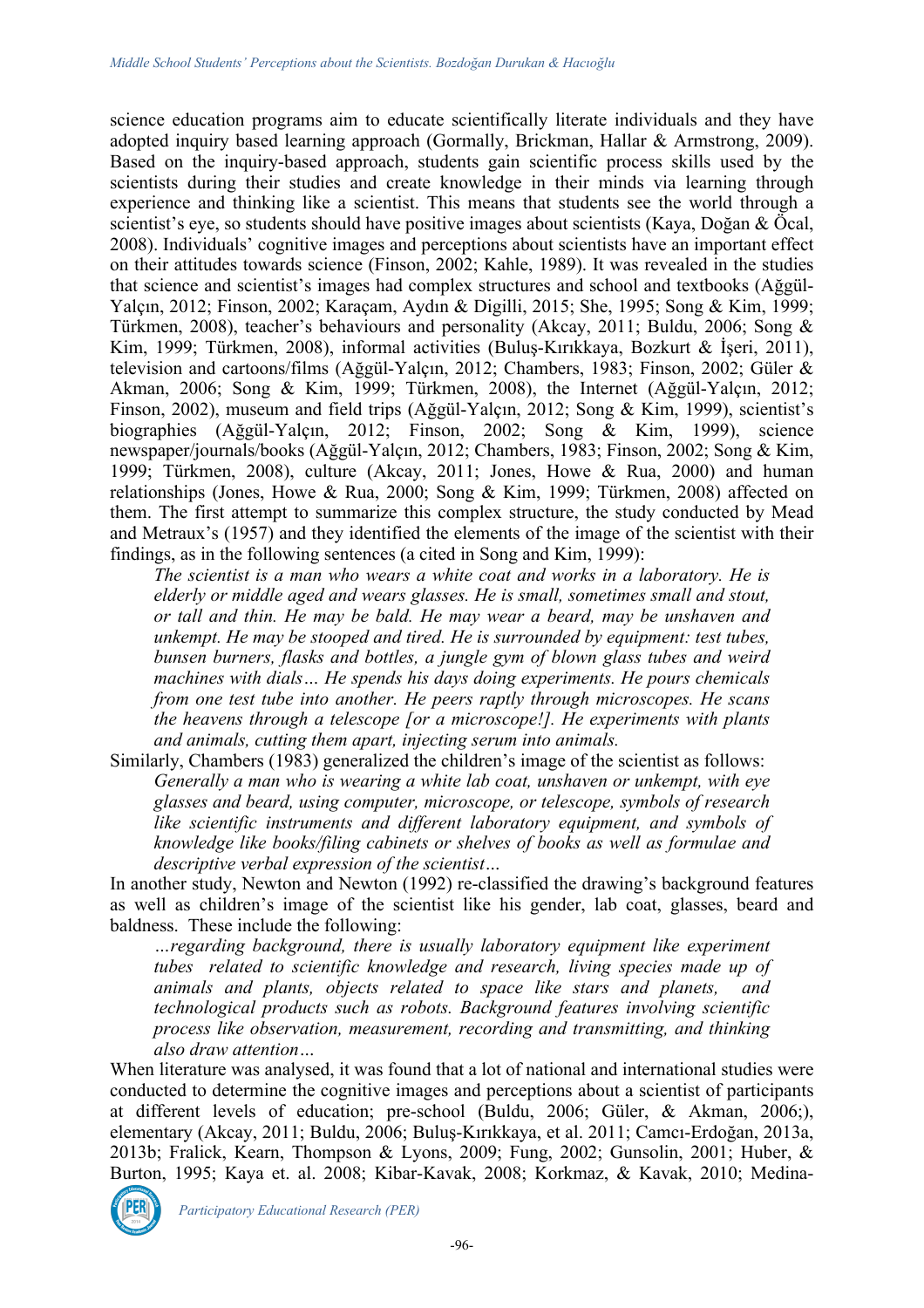science education programs aim to educate scientifically literate individuals and they have adopted inquiry based learning approach (Gormally, Brickman, Hallar & Armstrong, 2009). Based on the inquiry-based approach, students gain scientific process skills used by the scientists during their studies and create knowledge in their minds via learning through experience and thinking like a scientist. This means that students see the world through a scientist's eye, so students should have positive images about scientists (Kaya, Doğan & Öcal, 2008). Individuals' cognitive images and perceptions about scientists have an important effect on their attitudes towards science (Finson, 2002; Kahle, 1989). It was revealed in the studies that science and scientist's images had complex structures and school and textbooks (Ağgül-Yalçın, 2012; Finson, 2002; Karaçam, Aydın & Digilli, 2015; She, 1995; Song & Kim, 1999; Türkmen, 2008), teacher's behaviours and personality (Akcay, 2011; Buldu, 2006; Song & Kim, 1999; Türkmen, 2008), informal activities (Buluş-Kırıkkaya, Bozkurt & İşeri, 2011), television and cartoons/films (Ağgül-Yalçın, 2012; Chambers, 1983; Finson, 2002; Güler & Akman, 2006; Song & Kim, 1999; Türkmen, 2008), the Internet (Ağgül-Yalçın, 2012; Finson, 2002), museum and field trips (Ağgül-Yalçın, 2012; Song & Kim, 1999), scientist's biographies (Ağgül-Yalçın, 2012; Finson, 2002; Song & Kim, 1999), science newspaper/journals/books (Ağgül-Yalçın, 2012; Chambers, 1983; Finson, 2002; Song & Kim, 1999; Türkmen, 2008), culture (Akcay, 2011; Jones, Howe & Rua, 2000) and human relationships (Jones, Howe & Rua, 2000; Song & Kim, 1999; Türkmen, 2008) affected on them. The first attempt to summarize this complex structure, the study conducted by Mead and Metraux's (1957) and they identified the elements of the image of the scientist with their findings, as in the following sentences (a cited in Song and Kim, 1999):

> *The scientist is a man who wears a white coat and works in a laboratory. He is elderly or middle aged and wears glasses. He is small, sometimes small and stout, or tall and thin. He may be bald. He may wear a beard, may be unshaven and unkempt. He may be stooped and tired. He is surrounded by equipment: test tubes, bunsen burners, flasks and bottles, a jungle gym of blown glass tubes and weird machines with dials… He spends his days doing experiments. He pours chemicals from one test tube into another. He peers raptly through microscopes. He scans the heavens through a telescope [or a microscope!]. He experiments with plants and animals, cutting them apart, injecting serum into animals.*

Similarly, Chambers (1983) generalized the children's image of the scientist as follows:

> *Generally a man who is wearing a white lab coat, unshaven or unkempt, with eye glasses and beard, using computer, microscope, or telescope, symbols of research like scientific instruments and different laboratory equipment, and symbols of knowledge like books/filing cabinets or shelves of books as well as formulae and descriptive verbal expression of the scientist…*

In another study, Newton and Newton (1992) re-classified the drawing's background features as well as children's image of the scientist like his gender, lab coat, glasses, beard and baldness. These include the following:

> *…regarding background, there is usually laboratory equipment like experiment tubes related to scientific knowledge and research, living species made up of animals and plants, objects related to space like stars and planets, and technological products such as robots. Background features involving scientific process like observation, measurement, recording and transmitting, and thinking also draw attention…*

When literature was analysed, it was found that a lot of national and international studies were conducted to determine the cognitive images and perceptions about a scientist of participants at different levels of education; pre-school (Buldu, 2006; Güler, & Akman, 2006;), elementary (Akcay, 2011; Buldu, 2006; Buluş-Kırıkkaya, et al. 2011; Camcı-Erdoğan, 2013a, 2013b; Fralick, Kearn, Thompson & Lyons, 2009; Fung, 2002; Gunsolin, 2001; Huber, & Burton, 1995; Kaya et. al. 2008; Kibar-Kavak, 2008; Korkmaz, & Kavak, 2010; Medina-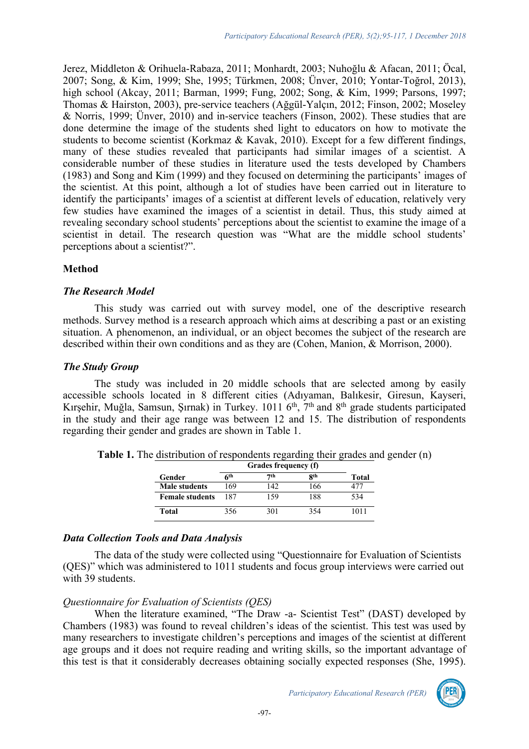Jerez, Middleton & Orihuela-Rabaza, 2011; Monhardt, 2003; Nuhoğlu & Afacan, 2011; Öcal, 2007; Song, & Kim, 1999; She, 1995; Türkmen, 2008; Ünver, 2010; Yontar-Toğrol, 2013), high school (Akcay, 2011; Barman, 1999; Fung, 2002; Song, & Kim, 1999; Parsons, 1997; Thomas & Hairston, 2003), pre-service teachers (Ağgül-Yalçın, 2012; Finson, 2002; Moseley & Norris, 1999; Ünver, 2010) and in-service teachers (Finson, 2002). These studies that are done determine the image of the students shed light to educators on how to motivate the students to become scientist (Korkmaz & Kavak, 2010). Except for a few different findings, many of these studies revealed that participants had similar images of a scientist. A considerable number of these studies in literature used the tests developed by Chambers (1983) and Song and Kim (1999) and they focused on determining the participants' images of the scientist. At this point, although a lot of studies have been carried out in literature to identify the participants' images of a scientist at different levels of education, relatively very few studies have examined the images of a scientist in detail. Thus, this study aimed at revealing secondary school students' perceptions about the scientist to examine the image of a scientist in detail. The research question was "What are the middle school students' perceptions about a scientist?".

## Method

### *The Research Model*

This study was carried out with survey model, one of the descriptive research methods. Survey method is a research approach which aims at describing a past or an existing situation. A phenomenon, an individual, or an object becomes the subject of the research are described within their own conditions and as they are (Cohen, Manion, & Morrison, 2000).

### *The Study Group*

The study was included in 20 middle schools that are selected among by easily accessible schools located in 8 different cities (Adıyaman, Balıkesir, Giresun, Kayseri, Kırşehir, Muğla, Samsun, Şırnak) in Turkey. 1011 6th, 7th and 8th grade students participated in the study and their age range was between 12 and 15. The distribution of respondents regarding their gender and grades are shown in Table 1.

**Table 1.** The distribution of respondents regarding their grades and gender (n)

| | Grades frequency (f) | | | |
|---|---|---|---|---|
| **Gender** | **6th** | **7th** | **8th** | **Total** |
| **Male students** | 169 | 142 | 166 | 477 |
| **Female students** | 187 | 159 | 188 | 534 |
| **Total** | 356 | 301 | 354 | 1011 |

### *Data Collection Tools and Data Analysis*

The data of the study were collected using "Questionnaire for Evaluation of Scientists (QES)" which was administered to 1011 students and focus group interviews were carried out with 39 students.

*Questionnaire for Evaluation of Scientists (QES)*

When the literature examined, "The Draw -a- Scientist Test" (DAST) developed by Chambers (1983) was found to reveal children's ideas of the scientist. This test was used by many researchers to investigate children's perceptions and images of the scientist at different age groups and it does not require reading and writing skills, so the important advantage of this test is that it considerably decreases obtaining socially expected responses (She, 1995).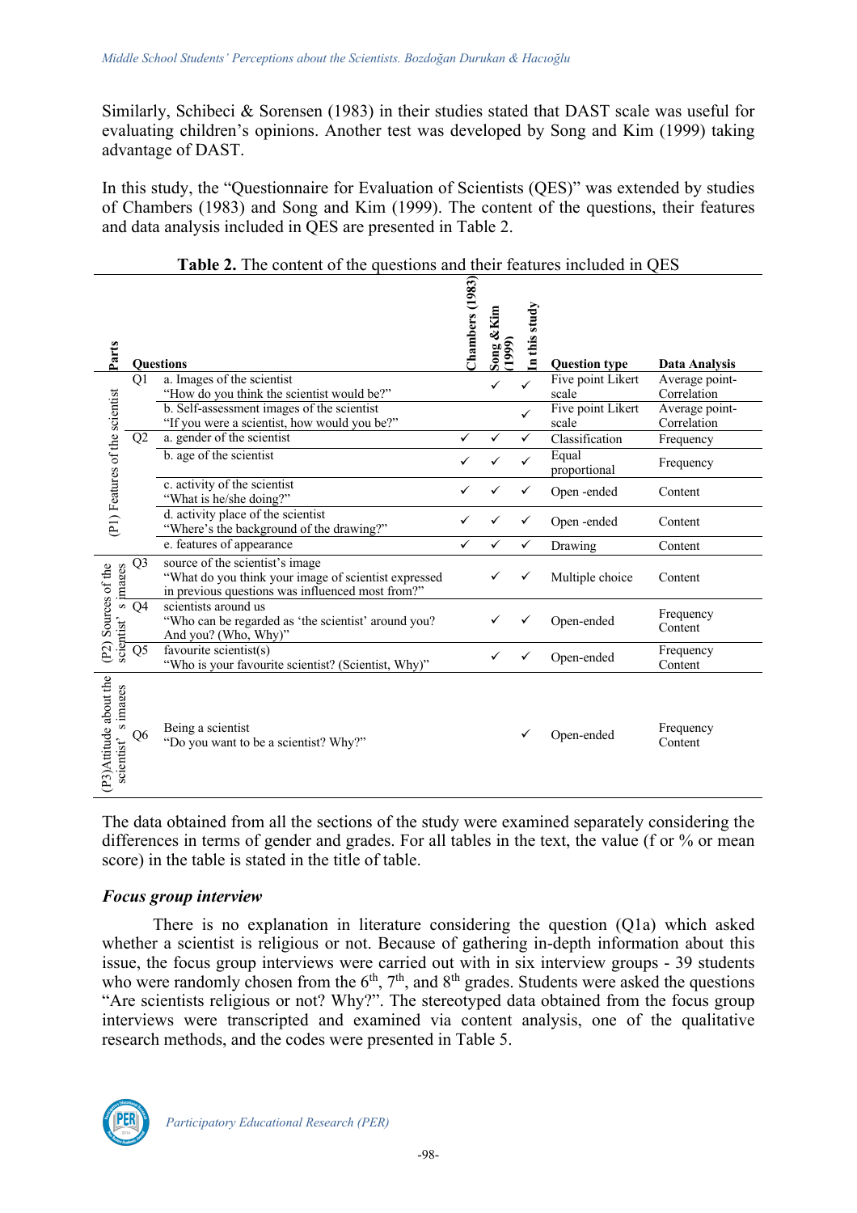Similarly, Schibeci & Sorensen (1983) in their studies stated that DAST scale was useful for evaluating children's opinions. Another test was developed by Song and Kim (1999) taking advantage of DAST.

In this study, the "Questionnaire for Evaluation of Scientists (QES)" was extended by studies of Chambers (1983) and Song and Kim (1999). The content of the questions, their features and data analysis included in QES are presented in Table 2.

**Table 2.** The content of the questions and their features included in QES

| Parts | Questions | | Chambers (1983) | Song & Kim (1999) | In this study | Question type | Data Analysis |
|---|---|---|---|---|---|---|---|
| (P1) Features of the scientist | Q1 | a. Images of the scientist "How do you think the scientist would be?" | | ✓ | ✓ | Five point Likert scale | Average point-Correlation |
| | | b. Self-assessment images of the scientist "If you were a scientist, how would you be?" | | | ✓ | Five point Likert scale | Average point-Correlation |
| | Q2 | a. gender of the scientist | ✓ | ✓ | ✓ | Classification | Frequency |
| | | b. age of the scientist | ✓ | ✓ | ✓ | Equal proportional | Frequency |
| | | c. activity of the scientist "What is he/she doing?" | ✓ | ✓ | ✓ | Open -ended | Content |
| | | d. activity place of the scientist "Where's the background of the drawing?" | ✓ | ✓ | ✓ | Open -ended | Content |
| | | e. features of appearance | ✓ | ✓ | ✓ | Drawing | Content |
| (P2) Sources of the scientist' s images | Q3 | source of the scientist's image "What do you think your image of scientist expressed in previous questions was influenced most from?" | | ✓ | ✓ | Multiple choice | Content |
| | Q4 | scientists around us "Who can be regarded as 'the scientist' around you? And you? (Who, Why)" | | ✓ | ✓ | Open-ended | Frequency Content |
| | Q5 | favourite scientist(s) "Who is your favourite scientist? (Scientist, Why)" | | ✓ | ✓ | Open-ended | Frequency Content |
| (P3)Attitude about the scientist' s images | Q6 | Being a scientist "Do you want to be a scientist? Why?" | | | ✓ | Open-ended | Frequency Content |

The data obtained from all the sections of the study were examined separately considering the differences in terms of gender and grades. For all tables in the text, the value (f or % or mean score) in the table is stated in the title of table.

### *Focus group interview*

There is no explanation in literature considering the question (Q1a) which asked whether a scientist is religious or not. Because of gathering in-depth information about this issue, the focus group interviews were carried out with in six interview groups - 39 students who were randomly chosen from the 6th, 7th, and 8th grades. Students were asked the questions "Are scientists religious or not? Why?". The stereotyped data obtained from the focus group interviews were transcribed and examined via content analysis, one of the qualitative research methods, and the codes were presented in Table 5.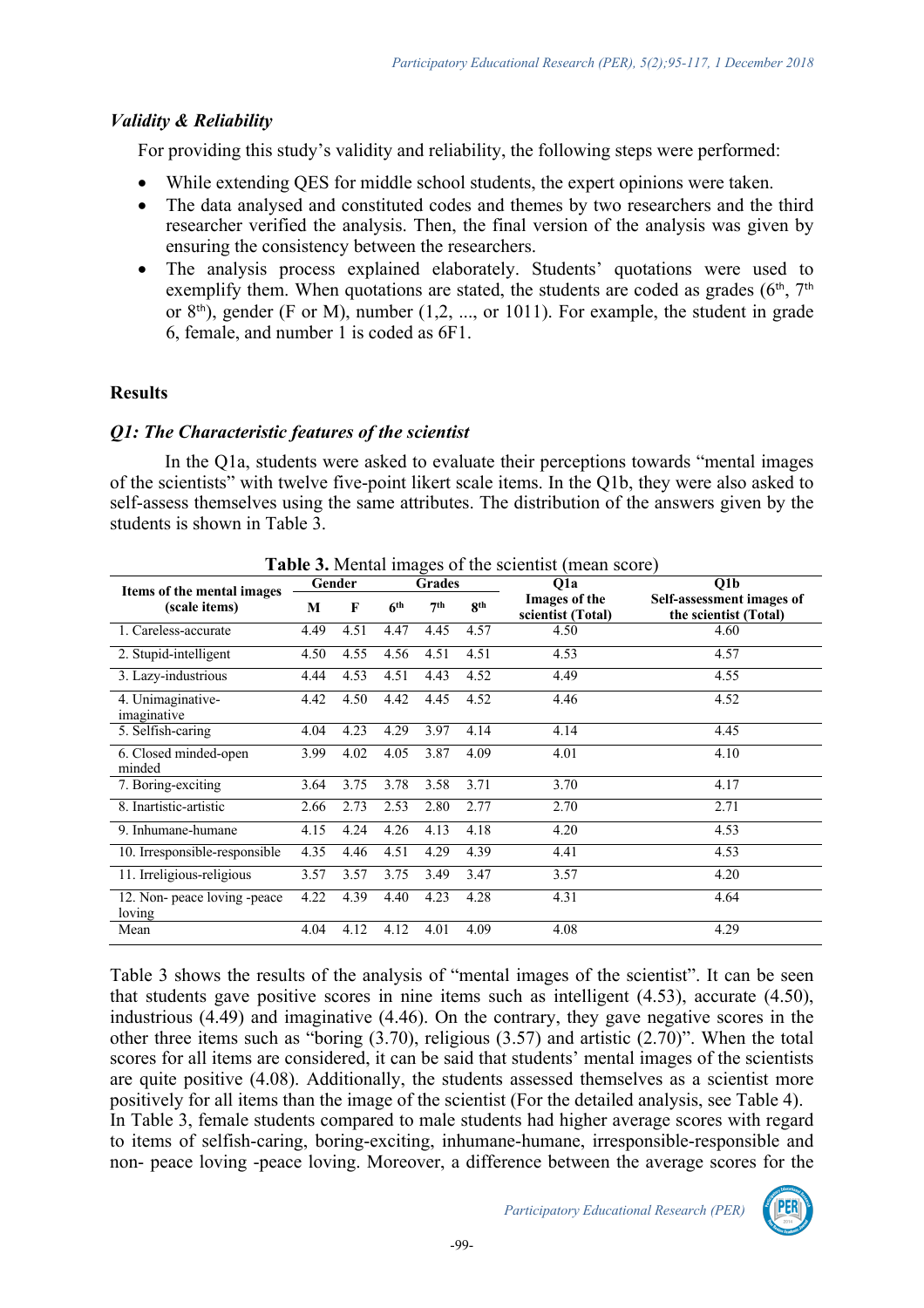### *Validity & Reliability*

For providing this study's validity and reliability, the following steps were performed:

- While extending QES for middle school students, the expert opinions were taken.
- The data analysed and constituted codes and themes by two researchers and the third researcher verified the analysis. Then, the final version of the analysis was given by ensuring the consistency between the researchers.
- The analysis process explained elaborately. Students' quotations were used to exemplify them. When quotations are stated, the students are coded as grades (6th, 7th or 8th), gender (F or M), number (1,2, ..., or 1011). For example, the student in grade 6, female, and number 1 is coded as 6F1.

## Results

### *Q1: The Characteristic features of the scientist*

In the Q1a, students were asked to evaluate their perceptions towards "mental images of the scientists" with twelve five-point likert scale items. In the Q1b, they were also asked to self-assess themselves using the same attributes. The distribution of the answers given by the students is shown in Table 3.

**Table 3.** Mental images of the scientist (mean score)

| Items of the mental images (scale items) | Gender | | Grades | | | Q1a Images of the scientist (Total) | Q1b Self-assessment images of the scientist (Total) |
|---|---|---|---|---|---|---|---|
| | M | F | 6th | 7th | 8th | | |
| 1. Careless-accurate | 4.49 | 4.51 | 4.47 | 4.45 | 4.57 | 4.50 | 4.60 |
| 2. Stupid-intelligent | 4.50 | 4.55 | 4.56 | 4.51 | 4.51 | 4.53 | 4.57 |
| 3. Lazy-industrious | 4.44 | 4.53 | 4.51 | 4.43 | 4.52 | 4.49 | 4.55 |
| 4. Unimaginative-imaginative | 4.42 | 4.50 | 4.42 | 4.45 | 4.52 | 4.46 | 4.52 |
| 5. Selfish-caring | 4.04 | 4.23 | 4.29 | 3.97 | 4.14 | 4.14 | 4.45 |
| 6. Closed minded-open minded | 3.99 | 4.02 | 4.05 | 3.87 | 4.09 | 4.01 | 4.10 |
| 7. Boring-exciting | 3.64 | 3.75 | 3.78 | 3.58 | 3.71 | 3.70 | 4.17 |
| 8. Inartistic-artistic | 2.66 | 2.73 | 2.53 | 2.80 | 2.77 | 2.70 | 2.71 |
| 9. Inhumane-humane | 4.15 | 4.24 | 4.26 | 4.13 | 4.18 | 4.20 | 4.53 |
| 10. Irresponsible-responsible | 4.35 | 4.46 | 4.51 | 4.29 | 4.39 | 4.41 | 4.53 |
| 11. Irreligious-religious | 3.57 | 3.57 | 3.75 | 3.49 | 3.47 | 3.57 | 4.20 |
| 12. Non- peace loving -peace loving | 4.22 | 4.39 | 4.40 | 4.23 | 4.28 | 4.31 | 4.64 |
| Mean | 4.04 | 4.12 | 4.12 | 4.01 | 4.09 | 4.08 | 4.29 |

Table 3 shows the results of the analysis of "mental images of the scientist". It can be seen that students gave positive scores in nine items such as intelligent (4.53), accurate (4.50), industrious (4.49) and imaginative (4.46). On the contrary, they gave negative scores in the other three items such as "boring (3.70), religious (3.57) and artistic (2.70)". When the total scores for all items are considered, it can be said that students' mental images of the scientists are quite positive (4.08). Additionally, the students assessed themselves as a scientist more positively for all items than the image of the scientist (For the detailed analysis, see Table 4).
In Table 3, female students compared to male students had higher average scores with regard to items of selfish-caring, boring-exciting, inhumane-humane, irresponsible-responsible and non- peace loving -peace loving. Moreover, a difference between the average scores for the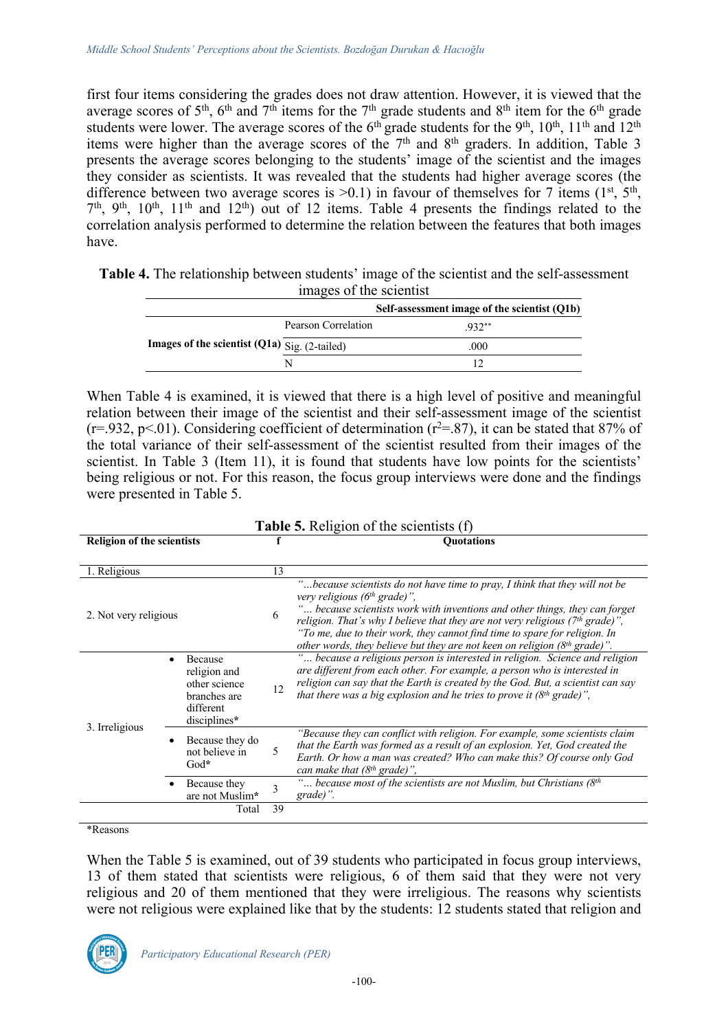first four items considering the grades does not draw attention. However, it is viewed that the average scores of 5th, 6th and 7th items for the 7th grade students and 8th item for the 6th grade students were lower. The average scores of the 6th grade students for the 9th, 10th, 11th and 12th items were higher than the average scores of the 7th and 8th graders. In addition, Table 3 presents the average scores belonging to the students' image of the scientist and the images they consider as scientists. It was revealed that the students had higher average scores (the difference between two average scores is >0.1) in favour of themselves for 7 items (1st, 5th, 7th, 9th, 10th, 11th and 12th) out of 12 items. Table 4 presents the findings related to the correlation analysis performed to determine the relation between the features that both images have.

**Table 4.** The relationship between students' image of the scientist and the self-assessment images of the scientist

| | | Self-assessment image of the scientist (Q1b) |
|---|---|---|
| **Images of the scientist (Q1a)** | Pearson Correlation | .932** |
| | Sig. (2-tailed) | .000 |
| | N | 12 |

When Table 4 is examined, it is viewed that there is a high level of positive and meaningful relation between their image of the scientist and their self-assessment image of the scientist ($r=.932$, $p<.01$). Considering coefficient of determination ($r^2=.87$), it can be stated that 87% of the total variance of their self-assessment of the scientist resulted from their images of the scientist. In Table 3 (Item 11), it is found that students have low points for the scientists' being religious or not. For this reason, the focus group interviews were done and the findings were presented in Table 5.

**Table 5.** Religion of the scientists (f)

| Religion of the scientists | | f | Quotations |
|---|---|---|---|
| 1. Religious | | 13 | |
| 2. Not very religious | | 6 | *"…because scientists do not have time to pray, I think that they will not be very religious (6th grade)", "… because scientists work with inventions and other things, they can forget religion. That's why I believe that they are not very religious (7th grade)", "To me, due to their work, they cannot find time to spare for religion. In other words, they believe but they are not keen on religion (8th grade)".* |
| 3. Irreligious | • Because religion and other science branches are different disciplines* | 12 | *"… because a religious person is interested in religion. Science and religion are different from each other. For example, a person who is interested in religion can say that the Earth is created by the God. But, a scientist can say that there was a big explosion and he tries to prove it (8th grade)",* |
| | • Because they do not believe in God* | 5 | *"Because they can conflict with religion. For example, some scientists claim that the Earth was formed as a result of an explosion. Yet, God created the Earth. Or how a man was created? Who can make this? Of course only God can make that (8th grade)",* |
| | • Because they are not Muslim* | 3 | *"… because most of the scientists are not Muslim, but Christians (8th grade)".* |
| | Total | 39 | |

*Reasons

When the Table 5 is examined, out of 39 students who participated in focus group interviews, 13 of them stated that scientists were religious, 6 of them said that they were not very religious and 20 of them mentioned that they were irreligious. The reasons why scientists were not religious were explained like that by the students: 12 students stated that religion and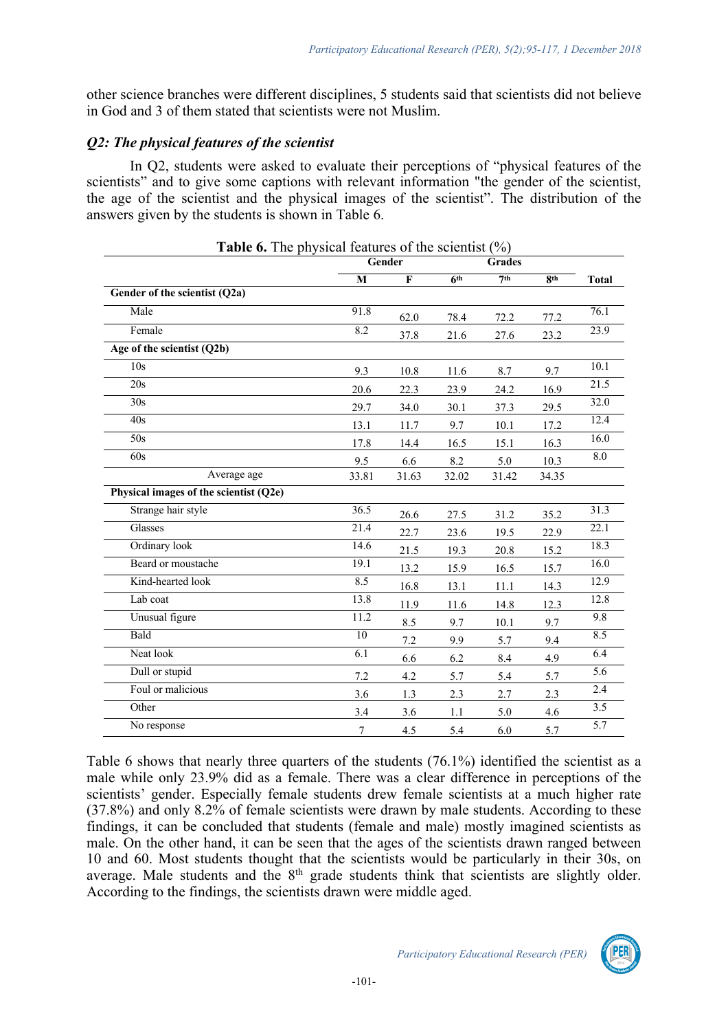other science branches were different disciplines, 5 students said that scientists did not believe in God and 3 of them stated that scientists were not Muslim.

### *Q2: The physical features of the scientist*

In Q2, students were asked to evaluate their perceptions of "physical features of the scientists" and to give some captions with relevant information "the gender of the scientist, the age of the scientist and the physical images of the scientist". The distribution of the answers given by the students is shown in Table 6.

**Table 6.** The physical features of the scientist (%)

| | Gender | | Grades | | | |
|---|---|---|---|---|---|---|
| | **M** | **F** | **6th** | **7th** | **8th** | **Total** |
| **Gender of the scientist (Q2a)** | | | | | | |
| Male | 91.8 | 62.0 | 78.4 | 72.2 | 77.2 | 76.1 |
| Female | 8.2 | 37.8 | 21.6 | 27.6 | 23.2 | 23.9 |
| **Age of the scientist (Q2b)** | | | | | | |
| 10s | 9.3 | 10.8 | 11.6 | 8.7 | 9.7 | 10.1 |
| 20s | 20.6 | 22.3 | 23.9 | 24.2 | 16.9 | 21.5 |
| 30s | 29.7 | 34.0 | 30.1 | 37.3 | 29.5 | 32.0 |
| 40s | 13.1 | 11.7 | 9.7 | 10.1 | 17.2 | 12.4 |
| 50s | 17.8 | 14.4 | 16.5 | 15.1 | 16.3 | 16.0 |
| 60s | 9.5 | 6.6 | 8.2 | 5.0 | 10.3 | 8.0 |
| Average age | 33.81 | 31.63 | 32.02 | 31.42 | 34.35 | |
| **Physical images of the scientist (Q2e)** | | | | | | |
| Strange hair style | 36.5 | 26.6 | 27.5 | 31.2 | 35.2 | 31.3 |
| Glasses | 21.4 | 22.7 | 23.6 | 19.5 | 22.9 | 22.1 |
| Ordinary look | 14.6 | 21.5 | 19.3 | 20.8 | 15.2 | 18.3 |
| Beard or moustache | 19.1 | 13.2 | 15.9 | 16.5 | 15.7 | 16.0 |
| Kind-hearted look | 8.5 | 16.8 | 13.1 | 11.1 | 14.3 | 12.9 |
| Lab coat | 13.8 | 11.9 | 11.6 | 14.8 | 12.3 | 12.8 |
| Unusual figure | 11.2 | 8.5 | 9.7 | 10.1 | 9.7 | 9.8 |
| Bald | 10 | 7.2 | 9.9 | 5.7 | 9.4 | 8.5 |
| Neat look | 6.1 | 6.6 | 6.2 | 8.4 | 4.9 | 6.4 |
| Dull or stupid | 7.2 | 4.2 | 5.7 | 5.4 | 5.7 | 5.6 |
| Foul or malicious | 3.6 | 1.3 | 2.3 | 2.7 | 2.3 | 2.4 |
| Other | 3.4 | 3.6 | 1.1 | 5.0 | 4.6 | 3.5 |
| No response | 7 | 4.5 | 5.4 | 6.0 | 5.7 | 5.7 |

Table 6 shows that nearly three quarters of the students (76.1%) identified the scientist as a male while only 23.9% did as a female. There was a clear difference in perceptions of the scientists' gender. Especially female students drew female scientists at a much higher rate (37.8%) and only 8.2% of female scientists were drawn by male students. According to these findings, it can be concluded that students (female and male) mostly imagined scientists as male. On the other hand, it can be seen that the ages of the scientists drawn ranged between 10 and 60. Most students thought that the scientists would be particularly in their 30s, on average. Male students and the 8th grade students think that scientists are slightly older. According to the findings, the scientists drawn were middle aged.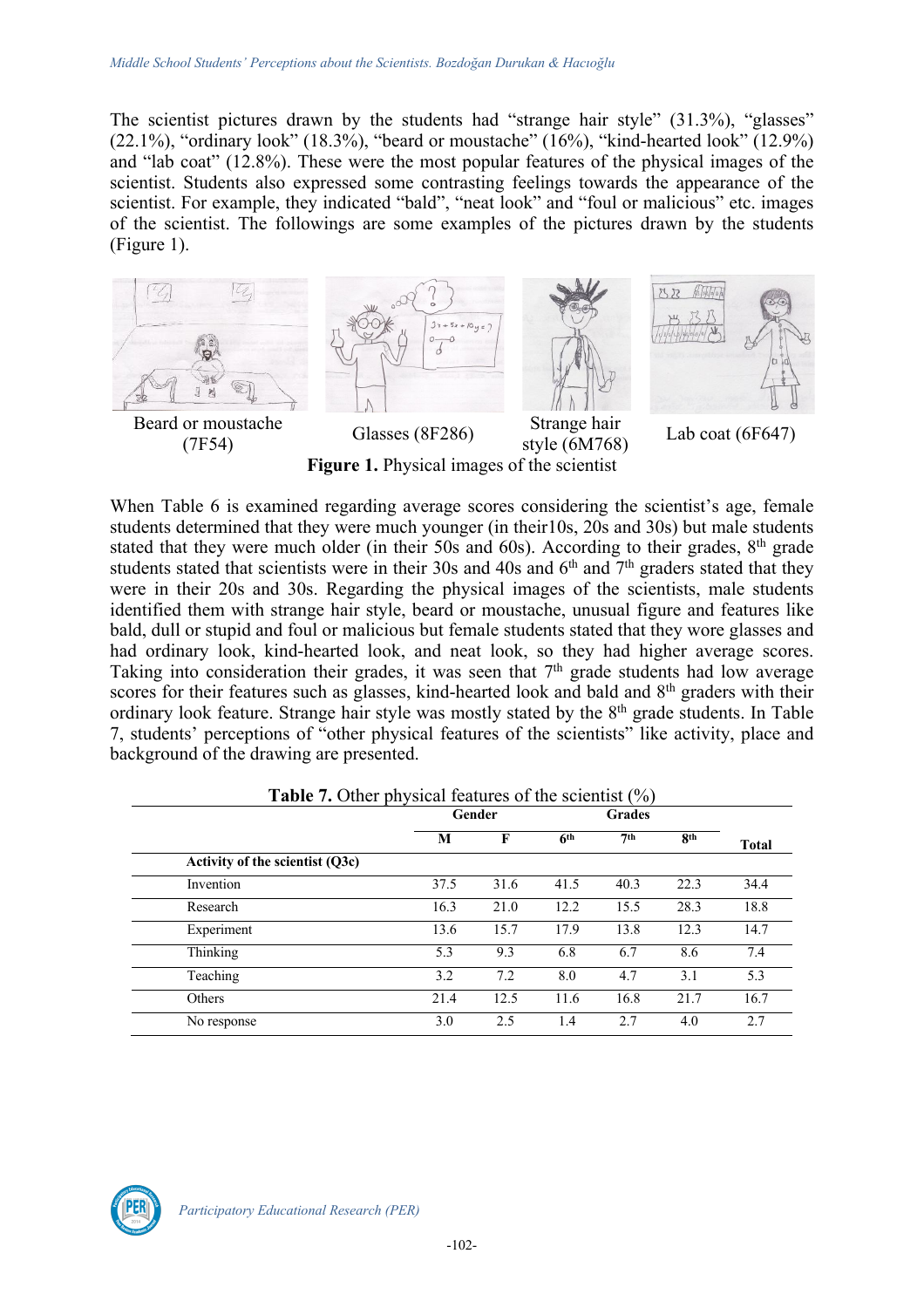The scientist pictures drawn by the students had "strange hair style" (31.3%), "glasses" (22.1%), "ordinary look" (18.3%), "beard or moustache" (16%), "kind-hearted look" (12.9%) and "lab coat" (12.8%). These were the most popular features of the physical images of the scientist. Students also expressed some contrasting feelings towards the appearance of the scientist. For example, they indicated "bald", "neat look" and "foul or malicious" etc. images of the scientist. The followings are some examples of the pictures drawn by the students (Figure 1).

Beard or moustache (7F54)

Glasses (8F286)

Strange hair style (6M768)

Lab coat (6F647)

**Figure 1.** Physical images of the scientist

When Table 6 is examined regarding average scores considering the scientist's age, female students determined that they were much younger (in their10s, 20s and 30s) but male students stated that they were much older (in their 50s and 60s). According to their grades, 8th grade students stated that scientists were in their 30s and 40s and 6th and 7th graders stated that they were in their 20s and 30s. Regarding the physical images of the scientists, male students identified them with strange hair style, beard or moustache, unusual figure and features like bald, dull or stupid and foul or malicious but female students stated that they wore glasses and had ordinary look, kind-hearted look, and neat look, so they had higher average scores. Taking into consideration their grades, it was seen that 7th grade students had low average scores for their features such as glasses, kind-hearted look and bald and 8th graders with their ordinary look feature. Strange hair style was mostly stated by the 8th grade students. In Table 7, students' perceptions of "other physical features of the scientists" like activity, place and background of the drawing are presented.

**Table 7.** Other physical features of the scientist (%)

| | Gender | | Grades | | | |
|---|---|---|---|---|---|---|
| | M | F | 6th | 7th | 8th | Total |
| **Activity of the scientist (Q3c)** | | | | | | |
| Invention | 37.5 | 31.6 | 41.5 | 40.3 | 22.3 | 34.4 |
| Research | 16.3 | 21.0 | 12.2 | 15.5 | 28.3 | 18.8 |
| Experiment | 13.6 | 15.7 | 17.9 | 13.8 | 12.3 | 14.7 |
| Thinking | 5.3 | 9.3 | 6.8 | 6.7 | 8.6 | 7.4 |
| Teaching | 3.2 | 7.2 | 8.0 | 4.7 | 3.1 | 5.3 |
| Others | 21.4 | 12.5 | 11.6 | 16.8 | 21.7 | 16.7 |
| No response | 3.0 | 2.5 | 1.4 | 2.7 | 4.0 | 2.7 |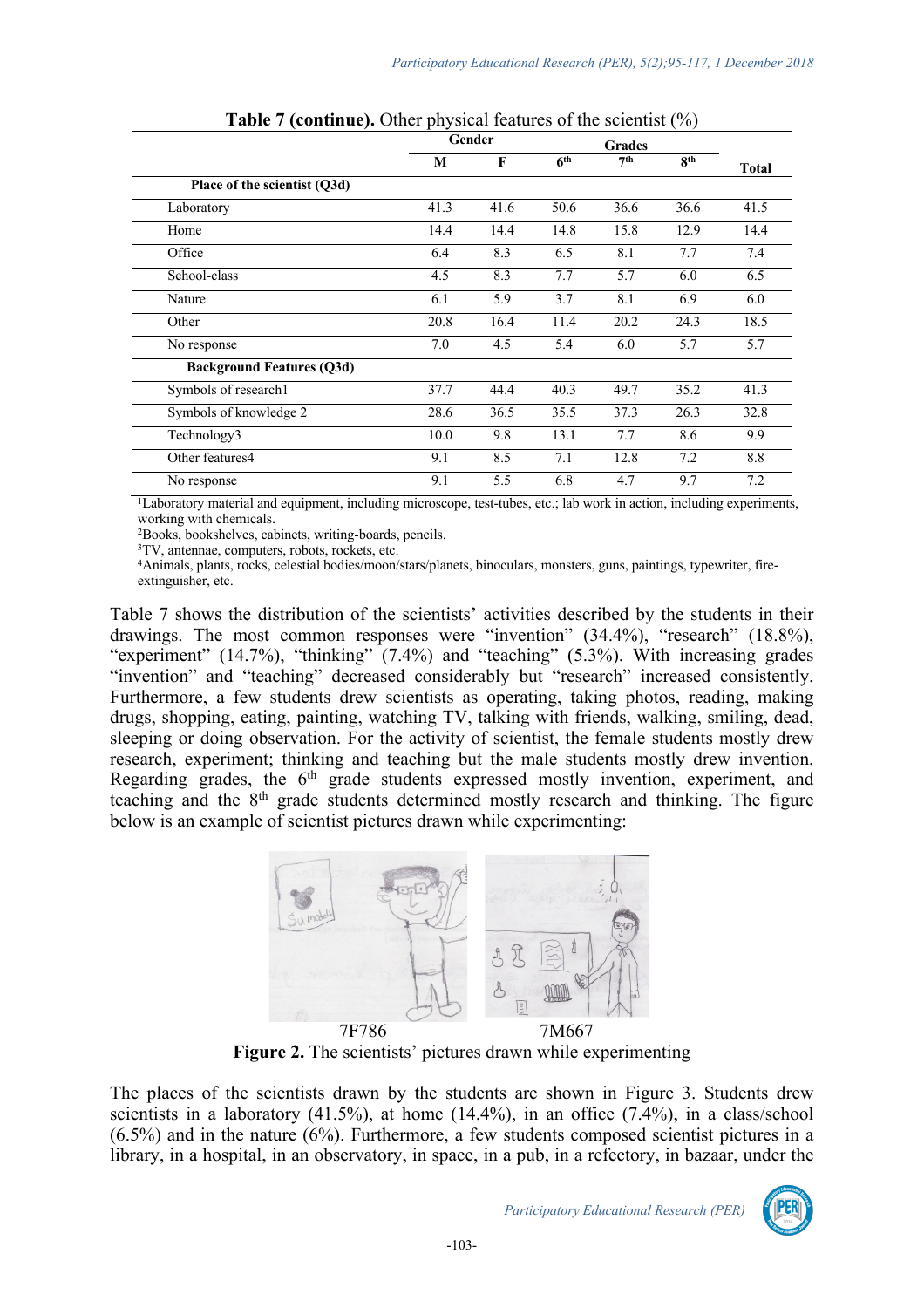**Table 7 (continue).** Other physical features of the scientist (%)

| | Gender | | Grades | | | Total |
|---|---|---|---|---|---|---|
| | M | F | 6th | 7th | 8th | |
| **Place of the scientist (Q3d)** | | | | | | |
| Laboratory | 41.3 | 41.6 | 50.6 | 36.6 | 36.6 | 41.5 |
| Home | 14.4 | 14.4 | 14.8 | 15.8 | 12.9 | 14.4 |
| Office | 6.4 | 8.3 | 6.5 | 8.1 | 7.7 | 7.4 |
| School-class | 4.5 | 8.3 | 7.7 | 5.7 | 6.0 | 6.5 |
| Nature | 6.1 | 5.9 | 3.7 | 8.1 | 6.9 | 6.0 |
| Other | 20.8 | 16.4 | 11.4 | 20.2 | 24.3 | 18.5 |
| No response | 7.0 | 4.5 | 5.4 | 6.0 | 5.7 | 5.7 |
| **Background Features (Q3d)** | | | | | | |
| Symbols of research1 | 37.7 | 44.4 | 40.3 | 49.7 | 35.2 | 41.3 |
| Symbols of knowledge 2 | 28.6 | 36.5 | 35.5 | 37.3 | 26.3 | 32.8 |
| Technology3 | 10.0 | 9.8 | 13.1 | 7.7 | 8.6 | 9.9 |
| Other features4 | 9.1 | 8.5 | 7.1 | 12.8 | 7.2 | 8.8 |
| No response | 9.1 | 5.5 | 6.8 | 4.7 | 9.7 | 7.2 |

[1]Laboratory material and equipment, including microscope, test-tubes, etc.; lab work in action, including experiments, working with chemicals.
[2]Books, bookshelves, cabinets, writing-boards, pencils.
[3]TV, antennae, computers, robots, rockets, etc.
[4]Animals, plants, rocks, celestial bodies/moon/stars/planets, binoculars, monsters, guns, paintings, typewriter, fire-extinguisher, etc.

Table 7 shows the distribution of the scientists' activities described by the students in their drawings. The most common responses were "invention" (34.4%), "research" (18.8%), "experiment" (14.7%), "thinking" (7.4%) and "teaching" (5.3%). With increasing grades "invention" and "teaching" decreased considerably but "research" increased consistently. Furthermore, a few students drew scientists as operating, taking photos, reading, making drugs, shopping, eating, painting, watching TV, talking with friends, walking, smiling, dead, sleeping or doing observation. For the activity of scientist, the female students mostly drew research, experiment; thinking and teaching but the male students mostly drew invention. Regarding grades, the 6th grade students expressed mostly invention, experiment, and teaching and the 8th grade students determined mostly research and thinking. The figure below is an example of scientist pictures drawn while experimenting:

7F786 7M667

**Figure 2.** The scientists' pictures drawn while experimenting

The places of the scientists drawn by the students are shown in Figure 3. Students drew scientists in a laboratory (41.5%), at home (14.4%), in an office (7.4%), in a class/school (6.5%) and in the nature (6%). Furthermore, a few students composed scientist pictures in a library, in a hospital, in an observatory, in space, in a pub, in a refectory, in bazaar, under the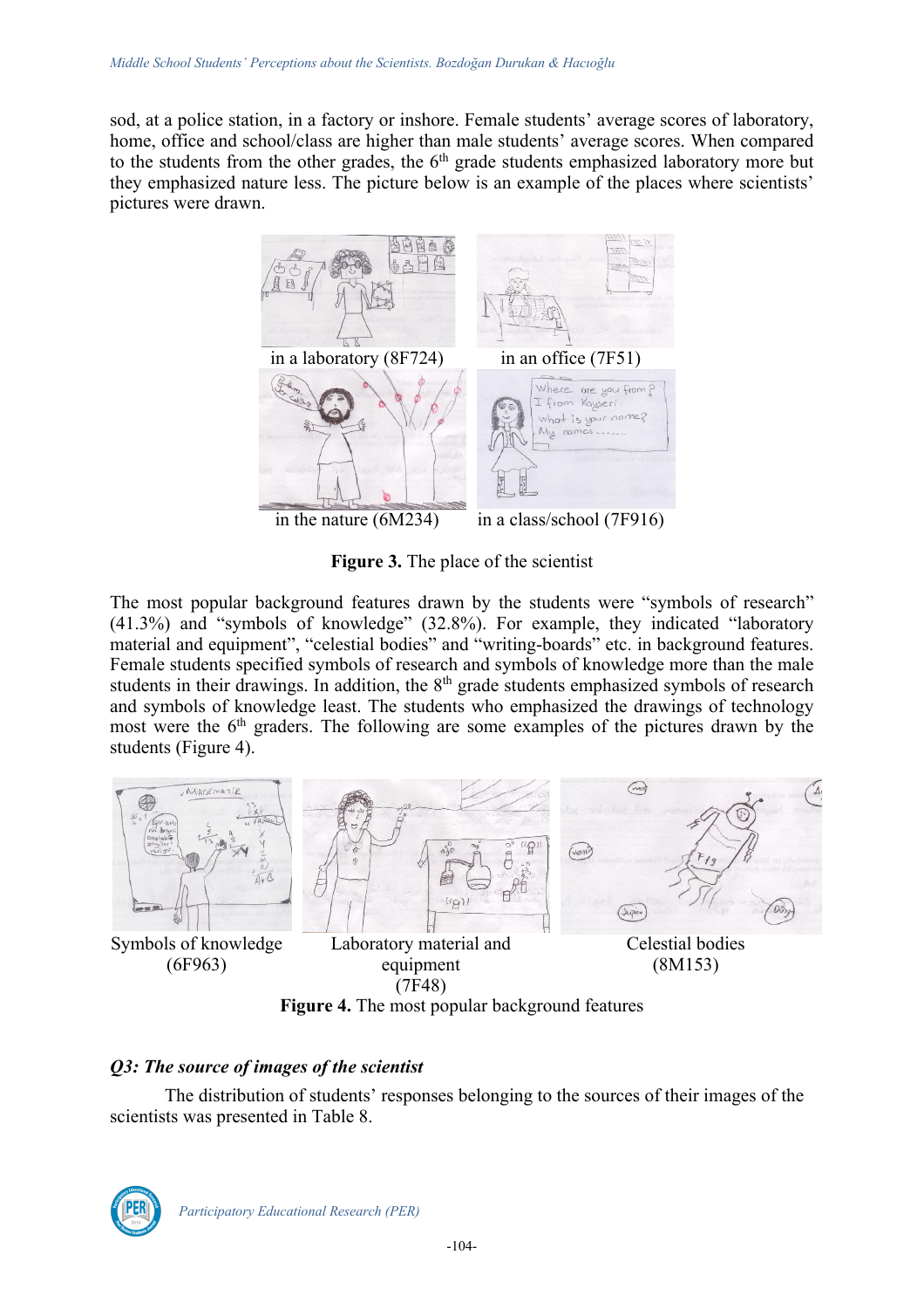sod, at a police station, in a factory or inshore. Female students' average scores of laboratory, home, office and school/class are higher than male students' average scores. When compared to the students from the other grades, the 6th grade students emphasized laboratory more but they emphasized nature less. The picture below is an example of the places where scientists' pictures were drawn.

in a laboratory (8F724)

in an office (7F51)

in the nature (6M234)

in a class/school (7F916)

**Figure 3.** The place of the scientist

The most popular background features drawn by the students were "symbols of research" (41.3%) and "symbols of knowledge" (32.8%). For example, they indicated "laboratory material and equipment", "celestial bodies" and "writing-boards" etc. in background features. Female students specified symbols of research and symbols of knowledge more than the male students in their drawings. In addition, the 8th grade students emphasized symbols of research and symbols of knowledge least. The students who emphasized the drawings of technology most were the 6th graders. The following are some examples of the pictures drawn by the students (Figure 4).

Symbols of knowledge (6F963)

Laboratory material and equipment (7F48)

Celestial bodies (8M153)

**Figure 4.** The most popular background features

***Q3: The source of images of the scientist***

The distribution of students' responses belonging to the sources of their images of the scientists was presented in Table 8.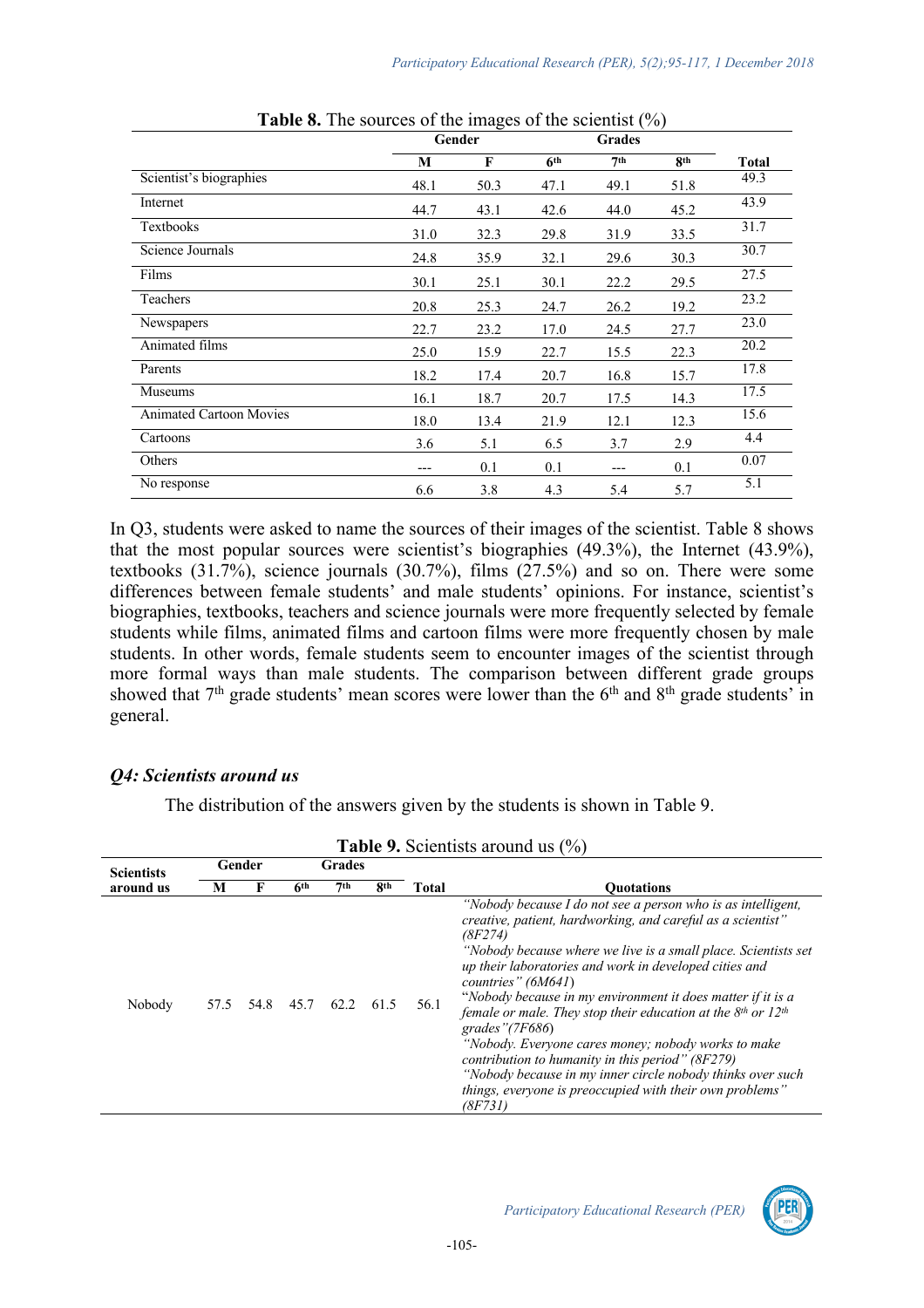**Table 8.** The sources of the images of the scientist (%)

| | Gender | | Grades | | | |
|---|---|---|---|---|---|---|
| | M | F | 6th | 7th | 8th | Total |
| Scientist's biographies | 48.1 | 50.3 | 47.1 | 49.1 | 51.8 | 49.3 |
| Internet | 44.7 | 43.1 | 42.6 | 44.0 | 45.2 | 43.9 |
| Textbooks | 31.0 | 32.3 | 29.8 | 31.9 | 33.5 | 31.7 |
| Science Journals | 24.8 | 35.9 | 32.1 | 29.6 | 30.3 | 30.7 |
| Films | 30.1 | 25.1 | 30.1 | 22.2 | 29.5 | 27.5 |
| Teachers | 20.8 | 25.3 | 24.7 | 26.2 | 19.2 | 23.2 |
| Newspapers | 22.7 | 23.2 | 17.0 | 24.5 | 27.7 | 23.0 |
| Animated films | 25.0 | 15.9 | 22.7 | 15.5 | 22.3 | 20.2 |
| Parents | 18.2 | 17.4 | 20.7 | 16.8 | 15.7 | 17.8 |
| Museums | 16.1 | 18.7 | 20.7 | 17.5 | 14.3 | 17.5 |
| Animated Cartoon Movies | 18.0 | 13.4 | 21.9 | 12.1 | 12.3 | 15.6 |
| Cartoons | 3.6 | 5.1 | 6.5 | 3.7 | 2.9 | 4.4 |
| Others | --- | 0.1 | 0.1 | --- | 0.1 | 0.07 |
| No response | 6.6 | 3.8 | 4.3 | 5.4 | 5.7 | 5.1 |

In Q3, students were asked to name the sources of their images of the scientist. Table 8 shows that the most popular sources were scientist's biographies (49.3%), the Internet (43.9%), textbooks (31.7%), science journals (30.7%), films (27.5%) and so on. There were some differences between female students' and male students' opinions. For instance, scientist's biographies, textbooks, teachers and science journals were more frequently selected by female students while films, animated films and cartoon films were more frequently chosen by male students. In other words, female students seem to encounter images of the scientist through more formal ways than male students. The comparison between different grade groups showed that 7th grade students' mean scores were lower than the 6th and 8th grade students' in general.

### *Q4: Scientists around us*

The distribution of the answers given by the students is shown in Table 9.

**Table 9.** Scientists around us (%)

| Scientists around us | Gender | | Grades | | | Total | Quotations |
|---|---|---|---|---|---|---|---|
| | M | F | 6th | 7th | 8th | | |
| Nobody | 57.5 | 54.8 | 45.7 | 62.2 | 61.5 | 56.1 | *"Nobody because I do not see a person who is as intelligent, creative, patient, hardworking, and careful as a scientist" (8F274)* *"Nobody because where we live is a small place. Scientists set up their laboratories and work in developed cities and countries" (6M641)* *"Nobody because in my environment it does matter if it is a female or male. They stop their education at the 8th or 12th grades" (7F686)* *"Nobody. Everyone cares money; nobody works to make contribution to humanity in this period" (8F279)* *"Nobody because in my inner circle nobody thinks over such things, everyone is preoccupied with their own problems" (8F731)* |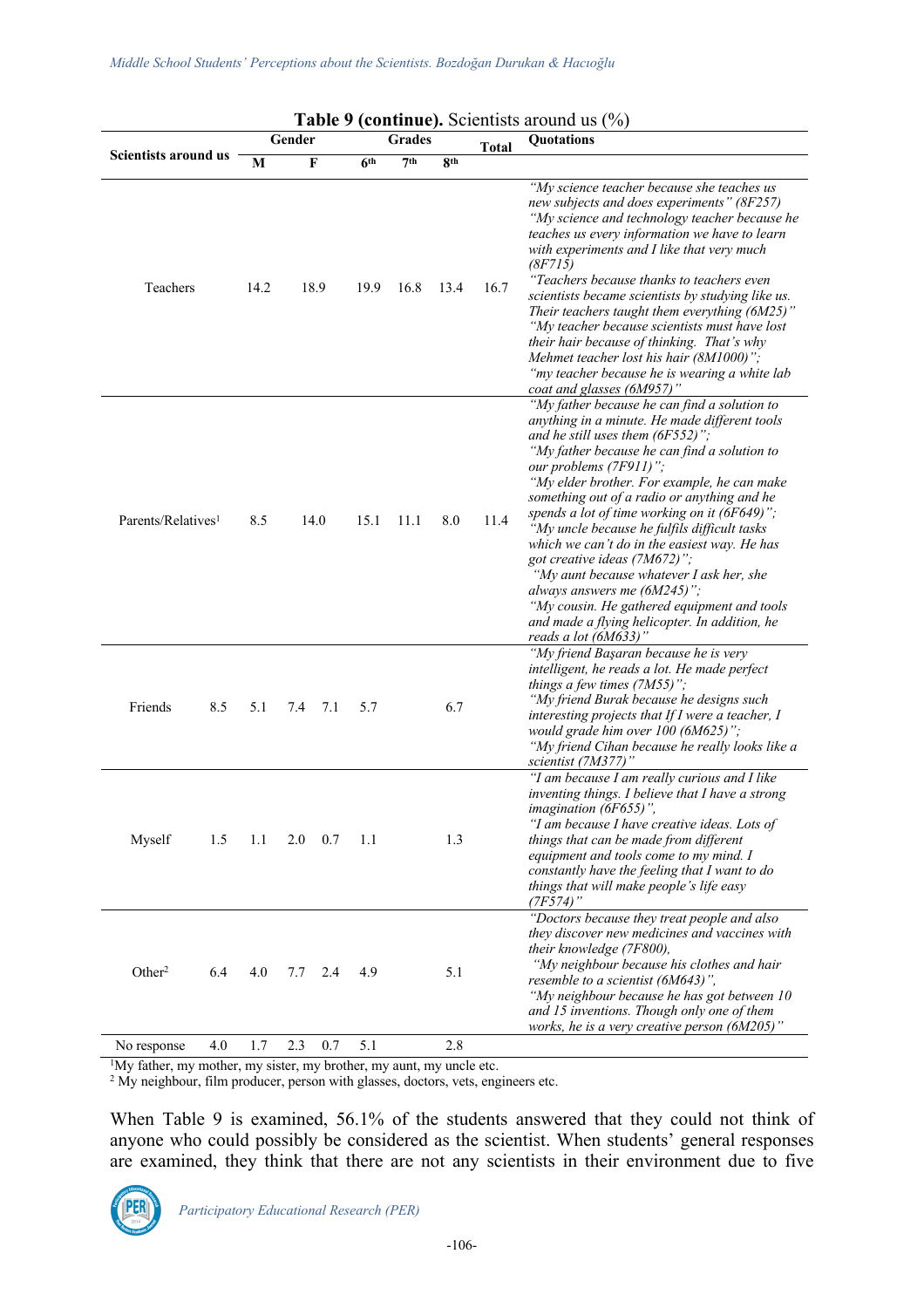**Table 9 (continue).** Scientists around us (%)

| Scientists around us | Gender | | Grades | | | Total | Quotations |
|---|---|---|---|---|---|---|---|
| | M | F | 6th | 7th | 8th | | |
| Teachers | 14.2 | 18.9 | 19.9 | 16.8 | 13.4 | 16.7 | *"My science teacher because she teaches us new subjects and does experiments" (8F257)* *"My science and technology teacher because he teaches us every information we have to learn with experiments and I like that very much (8F715)* *"Teachers because thanks to teachers even scientists became scientists by studying like us. Their teachers taught them everything (6M25)"* *"My teacher because scientists must have lost their hair because of thinking. That's why Mehmet teacher lost his hair (8M1000)";* *"my teacher because he is wearing a white lab coat and glasses (6M957)"* |
| Parents/Relatives[1] | 8.5 | 14.0 | 15.1 | 11.1 | 8.0 | 11.4 | *"My father because he can find a solution to anything in a minute. He made different tools and he still uses them (6F552)";* *"My father because he can find a solution to our problems (7F911)";* *"My elder brother. For example, he can make something out of a radio or anything and he spends a lot of time working on it (6F649)";* *"My uncle because he fulfils difficult tasks which we can't do in the easiest way. He has got creative ideas (7M672)";* *"My aunt because whatever I ask her, she always answers me (6M245)";* *"My cousin. He gathered equipment and tools and made a flying helicopter. In addition, he reads a lot (6M633)"* |
| Friends | 8.5 | 5.1 | 7.4 | 7.1 | 5.7 | 6.7 | *"My friend Başaran because he is very intelligent, he reads a lot. He made perfect things a few times (7M55)";* *"My friend Burak because he designs such interesting projects that If I were a teacher, I would grade him over 100 (6M625)";* *"My friend Cihan because he really looks like a scientist (7M377)"* |
| Myself | 1.5 | 1.1 | 2.0 | 0.7 | 1.1 | 1.3 | *"I am because I am really curious and I like inventing things. I believe that I have a strong imagination (6F655)",* *"I am because I have creative ideas. Lots of things that can be made from different equipment and tools come to my mind. I constantly have the feeling that I want to do things that will make people's life easy (7F574)"* |
| Other[2] | 6.4 | 4.0 | 7.7 | 2.4 | 4.9 | 5.1 | *"Doctors because they treat people and also they discover new medicines and vaccines with their knowledge (7F800),* *"My neighbour because his clothes and hair resemble to a scientist (6M643)",* *"My neighbour because he has got between 10 and 15 inventions. Though only one of them works, he is a very creative person (6M205)"* |
| No response | 4.0 | 1.7 | 2.3 | 0.7 | 5.1 | 2.8 | |

[1]My father, my mother, my sister, my brother, my aunt, my uncle etc.
[2] My neighbour, film producer, person with glasses, doctors, vets, engineers etc.

When Table 9 is examined, 56.1% of the students answered that they could not think of anyone who could possibly be considered as the scientist. When students' general responses are examined, they think that there are not any scientists in their environment due to five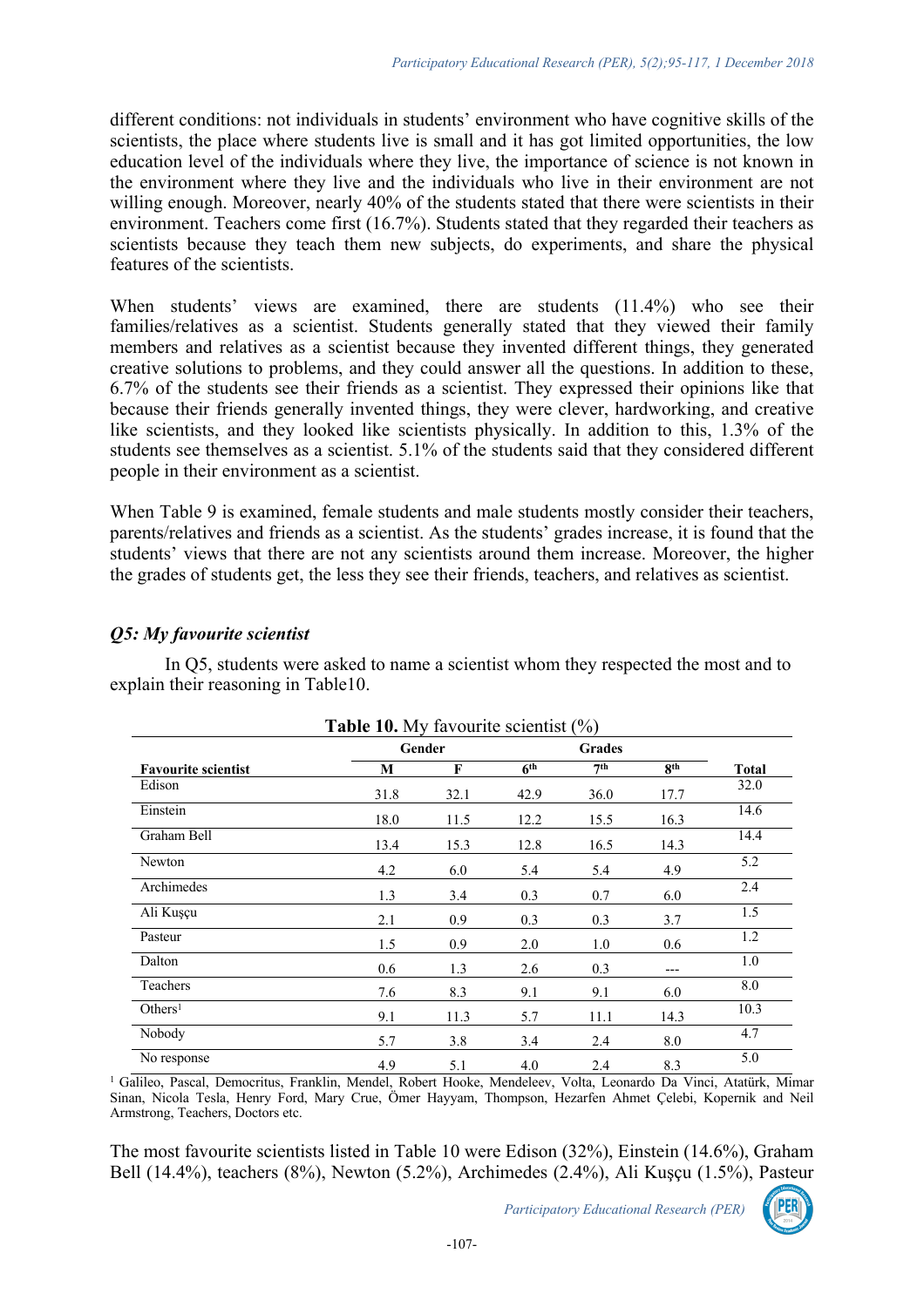different conditions: not individuals in students' environment who have cognitive skills of the scientists, the place where students live is small and it has got limited opportunities, the low education level of the individuals where they live, the importance of science is not known in the environment where they live and the individuals who live in their environment are not willing enough. Moreover, nearly 40% of the students stated that there were scientists in their environment. Teachers come first (16.7%). Students stated that they regarded their teachers as scientists because they teach them new subjects, do experiments, and share the physical features of the scientists.

When students' views are examined, there are students (11.4%) who see their families/relatives as a scientist. Students generally stated that they viewed their family members and relatives as a scientist because they invented different things, they generated creative solutions to problems, and they could answer all the questions. In addition to these, 6.7% of the students see their friends as a scientist. They expressed their opinions like that because their friends generally invented things, they were clever, hardworking, and creative like scientists, and they looked like scientists physically. In addition to this, 1.3% of the students see themselves as a scientist. 5.1% of the students said that they considered different people in their environment as a scientist.

When Table 9 is examined, female students and male students mostly consider their teachers, parents/relatives and friends as a scientist. As the students' grades increase, it is found that the students' views that there are not any scientists around them increase. Moreover, the higher the grades of students get, the less they see their friends, teachers, and relatives as scientist.

### *Q5: My favourite scientist*

In Q5, students were asked to name a scientist whom they respected the most and to explain their reasoning in Table10.

**Table 10.** My favourite scientist (%)

| | Gender | | Grades | | | |
|---|---|---|---|---|---|---|
| **Favourite scientist** | **M** | **F** | **6th** | **7th** | **8th** | **Total** |
| Edison | 31.8 | 32.1 | 42.9 | 36.0 | 17.7 | 32.0 |
| Einstein | 18.0 | 11.5 | 12.2 | 15.5 | 16.3 | 14.6 |
| Graham Bell | 13.4 | 15.3 | 12.8 | 16.5 | 14.3 | 14.4 |
| Newton | 4.2 | 6.0 | 5.4 | 5.4 | 4.9 | 5.2 |
| Archimedes | 1.3 | 3.4 | 0.3 | 0.7 | 6.0 | 2.4 |
| Ali Kuşçu | 2.1 | 0.9 | 0.3 | 0.3 | 3.7 | 1.5 |
| Pasteur | 1.5 | 0.9 | 2.0 | 1.0 | 0.6 | 1.2 |
| Dalton | 0.6 | 1.3 | 2.6 | 0.3 | --- | 1.0 |
| Teachers | 7.6 | 8.3 | 9.1 | 9.1 | 6.0 | 8.0 |
| Others[1] | 9.1 | 11.3 | 5.7 | 11.1 | 14.3 | 10.3 |
| Nobody | 5.7 | 3.8 | 3.4 | 2.4 | 8.0 | 4.7 |
| No response | 4.9 | 5.1 | 4.0 | 2.4 | 8.3 | 5.0 |

[1] Galileo, Pascal, Democritus, Franklin, Mendel, Robert Hooke, Mendeleev, Volta, Leonardo Da Vinci, Atatürk, Mimar Sinan, Nicola Tesla, Henry Ford, Mary Crue, Ömer Hayyam, Thompson, Hezarfen Ahmet Çelebi, Kopernik and Neil Armstrong, Teachers, Doctors etc.

The most favourite scientists listed in Table 10 were Edison (32%), Einstein (14.6%), Graham Bell (14.4%), teachers (8%), Newton (5.2%), Archimedes (2.4%), Ali Kuşçu (1.5%), Pasteur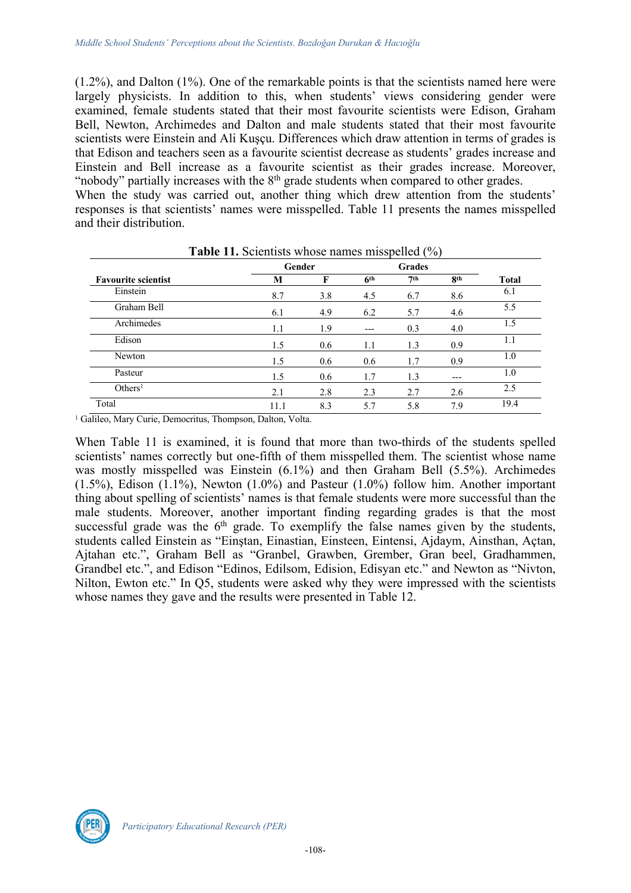(1.2%), and Dalton (1%). One of the remarkable points is that the scientists named here were largely physicists. In addition to this, when students' views considering gender were examined, female students stated that their most favourite scientists were Edison, Graham Bell, Newton, Archimedes and Dalton and male students stated that their most favourite scientists were Einstein and Ali Kuşçu. Differences which draw attention in terms of grades is that Edison and teachers seen as a favourite scientist decrease as students' grades increase and Einstein and Bell increase as a favourite scientist as their grades increase. Moreover, "nobody" partially increases with the 8th grade students when compared to other grades.

When the study was carried out, another thing which drew attention from the students' responses is that scientists' names were misspelled. Table 11 presents the names misspelled and their distribution.

**Table 11.** Scientists whose names misspelled (%)

| | Gender | | Grades | | | |
|---|---|---|---|---|---|---|
| **Favourite scientist** | **M** | **F** | **6th** | **7th** | **8th** | **Total** |
| Einstein | 8.7 | 3.8 | 4.5 | 6.7 | 8.6 | 6.1 |
| Graham Bell | 6.1 | 4.9 | 6.2 | 5.7 | 4.6 | 5.5 |
| Archimedes | 1.1 | 1.9 | --- | 0.3 | 4.0 | 1.5 |
| Edison | 1.5 | 0.6 | 1.1 | 1.3 | 0.9 | 1.1 |
| Newton | 1.5 | 0.6 | 0.6 | 1.7 | 0.9 | 1.0 |
| Pasteur | 1.5 | 0.6 | 1.7 | 1.3 | --- | 1.0 |
| Others[1] | 2.1 | 2.8 | 2.3 | 2.7 | 2.6 | 2.5 |
| Total | 11.1 | 8.3 | 5.7 | 5.8 | 7.9 | 19.4 |

[1] Galileo, Mary Curie, Democritus, Thompson, Dalton, Volta.

When Table 11 is examined, it is found that more than two-thirds of the students spelled scientists' names correctly but one-fifth of them misspelled them. The scientist whose name was mostly misspelled was Einstein (6.1%) and then Graham Bell (5.5%). Archimedes (1.5%), Edison (1.1%), Newton (1.0%) and Pasteur (1.0%) follow him. Another important thing about spelling of scientists' names is that female students were more successful than the male students. Moreover, another important finding regarding grades is that the most successful grade was the 6th grade. To exemplify the false names given by the students, students called Einstein as "Einştan, Einastian, Einsteen, Eintensi, Ajdaym, Ainsthan, Açtan, Ajtahan etc.", Graham Bell as "Granbel, Grawben, Grember, Gran beel, Gradhammen, Grandbel etc.", and Edison "Edinos, Edilsom, Edision, Edisyan etc." and Newton as "Nivton, Nilton, Ewton etc." In Q5, students were asked why they were impressed with the scientists whose names they gave and the results were presented in Table 12.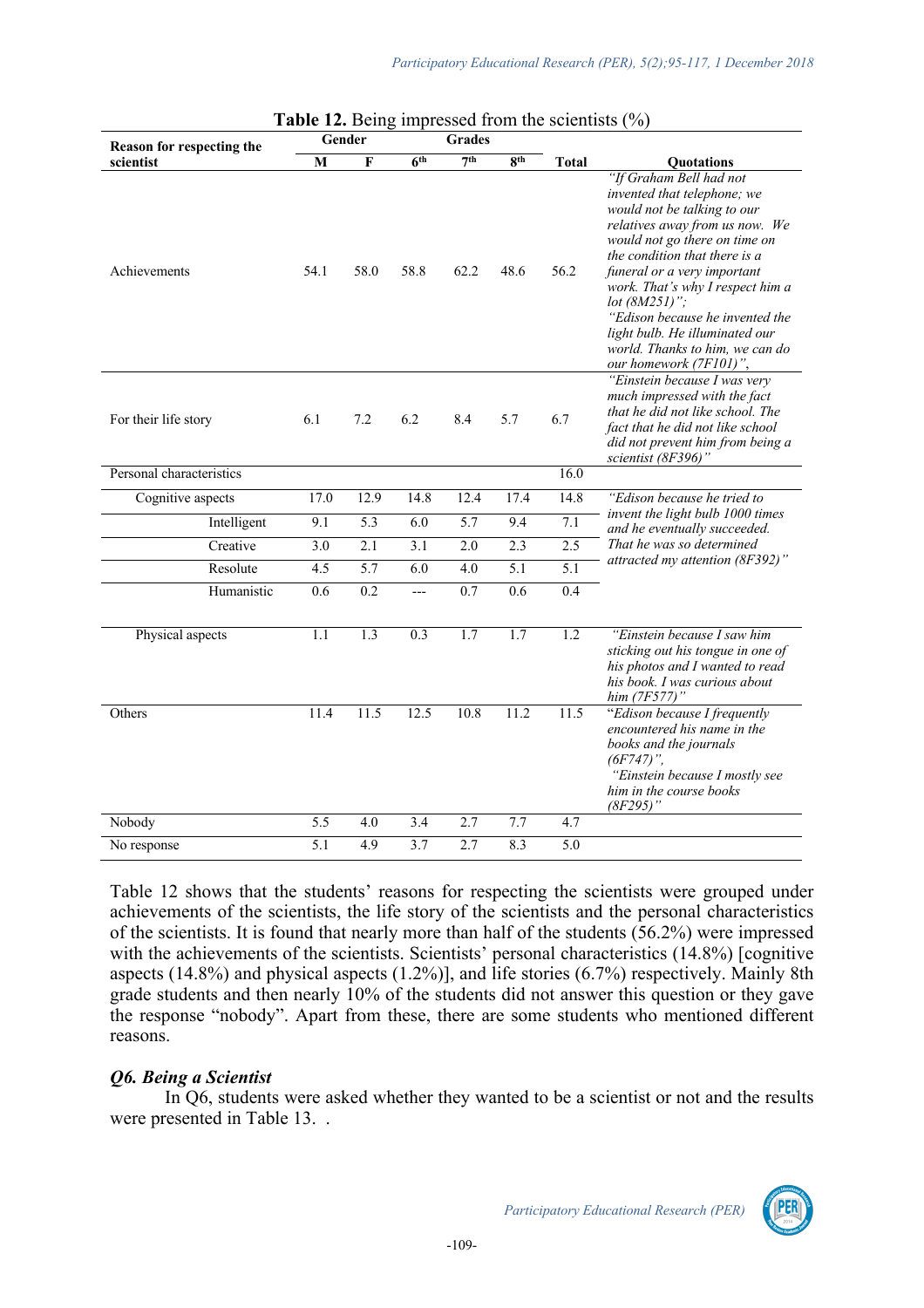**Table 12.** Being impressed from the scientists (%)

| Reason for respecting the scientist | Gender | | Grades | | | Total | Quotations |
|---|---|---|---|---|---|---|---|
| | M | F | 6th | 7th | 8th | | |
| Achievements | 54.1 | 58.0 | 58.8 | 62.2 | 48.6 | 56.2 | *"If Graham Bell had not invented that telephone; we would not be talking to our relatives away from us now. We would not go there on time on the condition that there is a funeral or a very important work. That's why I respect him a lot (8M251)"; "Edison because he invented the light bulb. He illuminated our world. Thanks to him, we can do our homework (7F101)",* |
| For their life story | 6.1 | 7.2 | 6.2 | 8.4 | 5.7 | 6.7 | *"Einstein because I was very much impressed with the fact that he did not like school. The fact that he did not like school did not prevent him from being a scientist (8F396)"* |
| Personal characteristics | | | | | | 16.0 | |
| Cognitive aspects | 17.0 | 12.9 | 14.8 | 12.4 | 17.4 | 14.8 | *"Edison because he tried to invent the light bulb 1000 times and he eventually succeeded. That he was so determined attracted my attention (8F392)"* |
| Intelligent | 9.1 | 5.3 | 6.0 | 5.7 | 9.4 | 7.1 | |
| Creative | 3.0 | 2.1 | 3.1 | 2.0 | 2.3 | 2.5 | |
| Resolute | 4.5 | 5.7 | 6.0 | 4.0 | 5.1 | 5.1 | |
| Humanistic | 0.6 | 0.2 | --- | 0.7 | 0.6 | 0.4 | |
| Physical aspects | 1.1 | 1.3 | 0.3 | 1.7 | 1.7 | 1.2 | *"Einstein because I saw him sticking out his tongue in one of his photos and I wanted to read his book. I was curious about him (7F577)"* |
| Others | 11.4 | 11.5 | 12.5 | 10.8 | 11.2 | 11.5 | *"Edison because I frequently encountered his name in the books and the journals (6F747)", "Einstein because I mostly see him in the course books (8F295)"* |
| Nobody | 5.5 | 4.0 | 3.4 | 2.7 | 7.7 | 4.7 | |
| No response | 5.1 | 4.9 | 3.7 | 2.7 | 8.3 | 5.0 | |

Table 12 shows that the students' reasons for respecting the scientists were grouped under achievements of the scientists, the life story of the scientists and the personal characteristics of the scientists. It is found that nearly more than half of the students (56.2%) were impressed with the achievements of the scientists. Scientists' personal characteristics (14.8%) [cognitive aspects (14.8%) and physical aspects (1.2%)], and life stories (6.7%) respectively. Mainly 8th grade students and then nearly 10% of the students did not answer this question or they gave the response "nobody". Apart from these, there are some students who mentioned different reasons.

### *Q6. Being a Scientist*

In Q6, students were asked whether they wanted to be a scientist or not and the results were presented in Table 13. .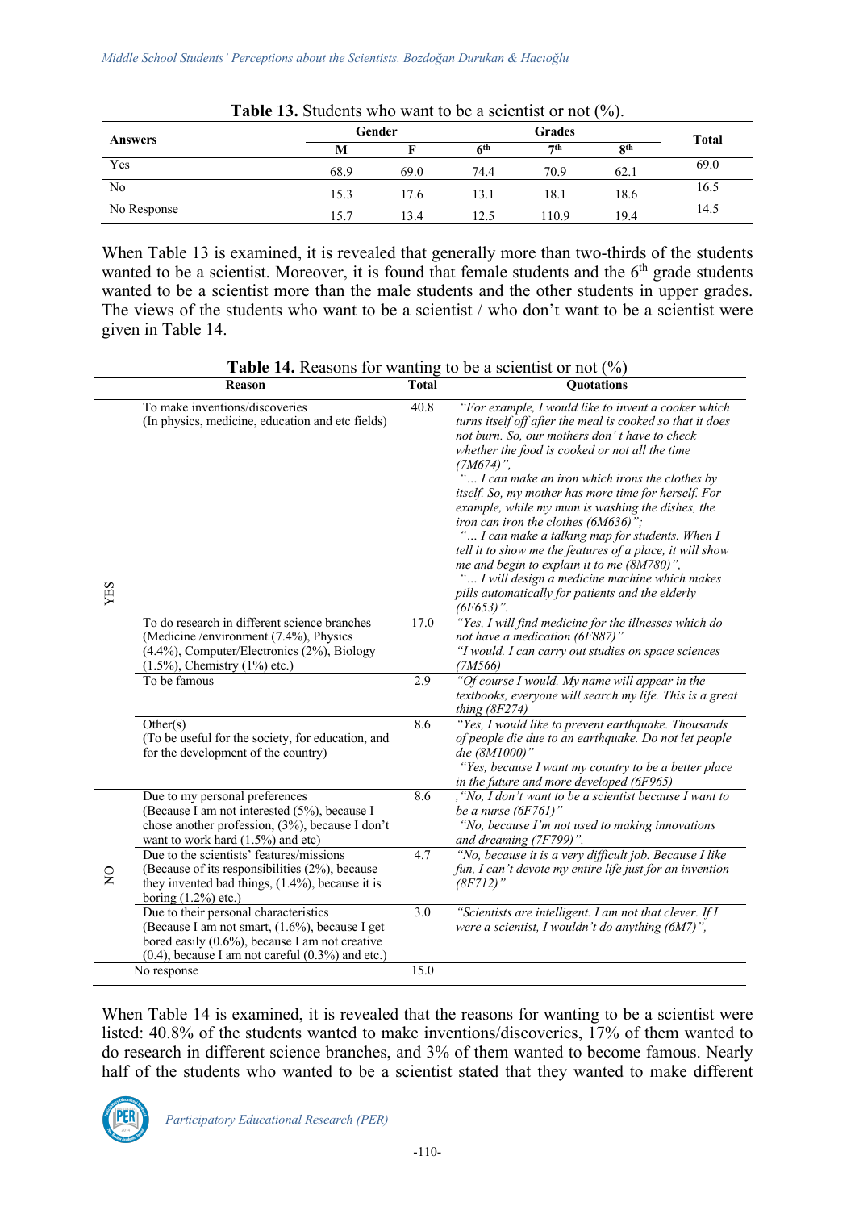**Table 13.** Students who want to be a scientist or not (%).

| Answers | Gender | | Grades | | | Total |
|---|---|---|---|---|---|---|
| | M | F | 6th | 7th | 8th | |
| Yes | 68.9 | 69.0 | 74.4 | 70.9 | 62.1 | 69.0 |
| No | 15.3 | 17.6 | 13.1 | 18.1 | 18.6 | 16.5 |
| No Response | 15.7 | 13.4 | 12.5 | 110.9 | 19.4 | 14.5 |

When Table 13 is examined, it is revealed that generally more than two-thirds of the students wanted to be a scientist. Moreover, it is found that female students and the 6th grade students wanted to be a scientist more than the male students and the other students in upper grades. The views of the students who want to be a scientist / who don't want to be a scientist were given in Table 14.

**Table 14.** Reasons for wanting to be a scientist or not (%)

| | Reason | Total | Quotations |
|---|---|---|---|
| YES | To make inventions/discoveries (In physics, medicine, education and etc fields) | 40.8 | *"For example, I would like to invent a cooker which turns itself off after the meal is cooked so that it does not burn. So, our mothers don' t have to check whether the food is cooked or not all the time (7M674)", "… I can make an iron which irons the clothes by itself. So, my mother has more time for herself. For example, while my mum is washing the dishes, the iron can iron the clothes (6M636)"; "… I can make a talking map for students. When I tell it to show me the features of a place, it will show me and begin to explain it to me (8M780)", "… I will design a medicine machine which makes pills automatically for patients and the elderly (6F653)".* |
| | To do research in different science branches (Medicine /environment (7.4%), Physics (4.4%), Computer/Electronics (2%), Biology (1.5%), Chemistry (1%) etc.) | 17.0 | *"Yes, I will find medicine for the illnesses which do not have a medication (6F887)" "I would. I can carry out studies on space sciences (7M566)* |
| | To be famous | 2.9 | *"Of course I would. My name will appear in the textbooks, everyone will search my life. This is a great thing (8F274)* |
| | Other(s) (To be useful for the society, for education, and for the development of the country) | 8.6 | *"Yes, I would like to prevent earthquake. Thousands of people die due to an earthquake. Do not let people die (8M1000)" "Yes, because I want my country to be a better place in the future and more developed (6F965)* |
| NO | Due to my personal preferences (Because I am not interested (5%), because I chose another profession, (3%), because I don't want to work hard (1.5%) and etc) | 8.6 | *,"No, I don't want to be a scientist because I want to be a nurse (6F761)" "No, because I'm not used to making innovations and dreaming (7F799)",* |
| | Due to the scientists' features/missions (Because of its responsibilities (2%), because they invented bad things, (1.4%), because it is boring (1.2%) etc.) | 4.7 | *"No, because it is a very difficult job. Because I like fun, I can't devote my entire life just for an invention (8F712)"* |
| | Due to their personal characteristics (Because I am not smart, (1.6%), because I get bored easily (0.6%), because I am not creative (0.4), because I am not careful (0.3%) and etc.) | 3.0 | *"Scientists are intelligent. I am not that clever. If I were a scientist, I wouldn't do anything (6M7)",* |
| | No response | 15.0 | |

When Table 14 is examined, it is revealed that the reasons for wanting to be a scientist were listed: 40.8% of the students wanted to make inventions/discoveries, 17% of them wanted to do research in different science branches, and 3% of them wanted to become famous. Nearly half of the students who wanted to be a scientist stated that they wanted to make different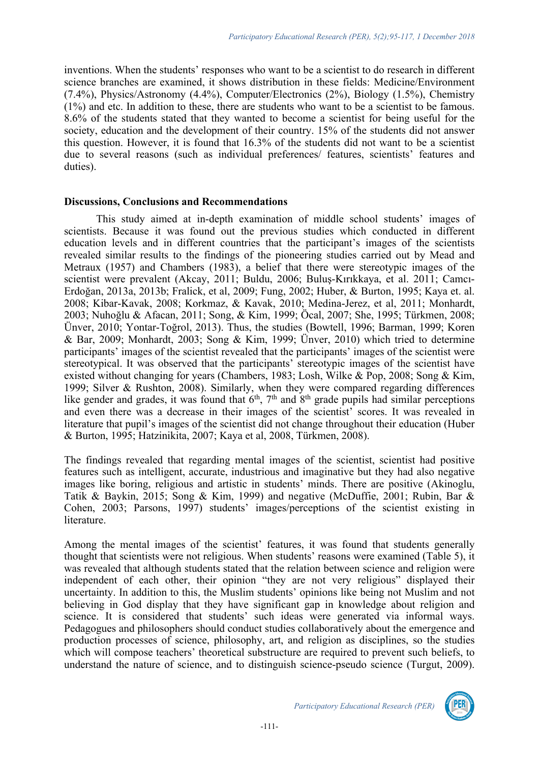inventions. When the students' responses who want to be a scientist to do research in different science branches are examined, it shows distribution in these fields: Medicine/Environment (7.4%), Physics/Astronomy (4.4%), Computer/Electronics (2%), Biology (1.5%), Chemistry (1%) and etc. In addition to these, there are students who want to be a scientist to be famous. 8.6% of the students stated that they wanted to become a scientist for being useful for the society, education and the development of their country. 15% of the students did not answer this question. However, it is found that 16.3% of the students did not want to be a scientist due to several reasons (such as individual preferences/ features, scientists' features and duties).

## Discussions, Conclusions and Recommendations

This study aimed at in-depth examination of middle school students' images of scientists. Because it was found out the previous studies which conducted in different education levels and in different countries that the participant's images of the scientists revealed similar results to the findings of the pioneering studies carried out by Mead and Metraux (1957) and Chambers (1983), a belief that there were stereotypic images of the scientist were prevalent (Akcay, 2011; Buldu, 2006; Buluş-Kırıkkaya, et al. 2011; Camcı-Erdoğan, 2013a, 2013b; Fralick, et al, 2009; Fung, 2002; Huber, & Burton, 1995; Kaya et. al. 2008; Kibar-Kavak, 2008; Korkmaz, & Kavak, 2010; Medina-Jerez, et al, 2011; Monhardt, 2003; Nuhoğlu & Afacan, 2011; Song, & Kim, 1999; Öcal, 2007; She, 1995; Türkmen, 2008; Ünver, 2010; Yontar-Toğrol, 2013). Thus, the studies (Bowtell, 1996; Barman, 1999; Koren & Bar, 2009; Monhardt, 2003; Song & Kim, 1999; Ünver, 2010) which tried to determine participants' images of the scientist revealed that the participants' images of the scientist were stereotypical. It was observed that the participants' stereotypic images of the scientist have existed without changing for years (Chambers, 1983; Losh, Wilke & Pop, 2008; Song & Kim, 1999; Silver & Rushton, 2008). Similarly, when they were compared regarding differences like gender and grades, it was found that 6th, 7th and 8th grade pupils had similar perceptions and even there was a decrease in their images of the scientist' scores. It was revealed in literature that pupil's images of the scientist did not change throughout their education (Huber & Burton, 1995; Hatzinikita, 2007; Kaya et al, 2008, Türkmen, 2008).

The findings revealed that regarding mental images of the scientist, scientist had positive features such as intelligent, accurate, industrious and imaginative but they had also negative images like boring, religious and artistic in students' minds. There are positive (Akinoglu, Tatik & Baykin, 2015; Song & Kim, 1999) and negative (McDuffie, 2001; Rubin, Bar & Cohen, 2003; Parsons, 1997) students' images/perceptions of the scientist existing in literature.

Among the mental images of the scientist' features, it was found that students generally thought that scientists were not religious. When students' reasons were examined (Table 5), it was revealed that although students stated that the relation between science and religion were independent of each other, their opinion "they are not very religious" displayed their uncertainty. In addition to this, the Muslim students' opinions like being not Muslim and not believing in God display that they have significant gap in knowledge about religion and science. It is considered that students' such ideas were generated via informal ways. Pedagogues and philosophers should conduct studies collaboratively about the emergence and production processes of science, philosophy, art, and religion as disciplines, so the studies which will compose teachers' theoretical substructure are required to prevent such beliefs, to understand the nature of science, and to distinguish science-pseudo science (Turgut, 2009).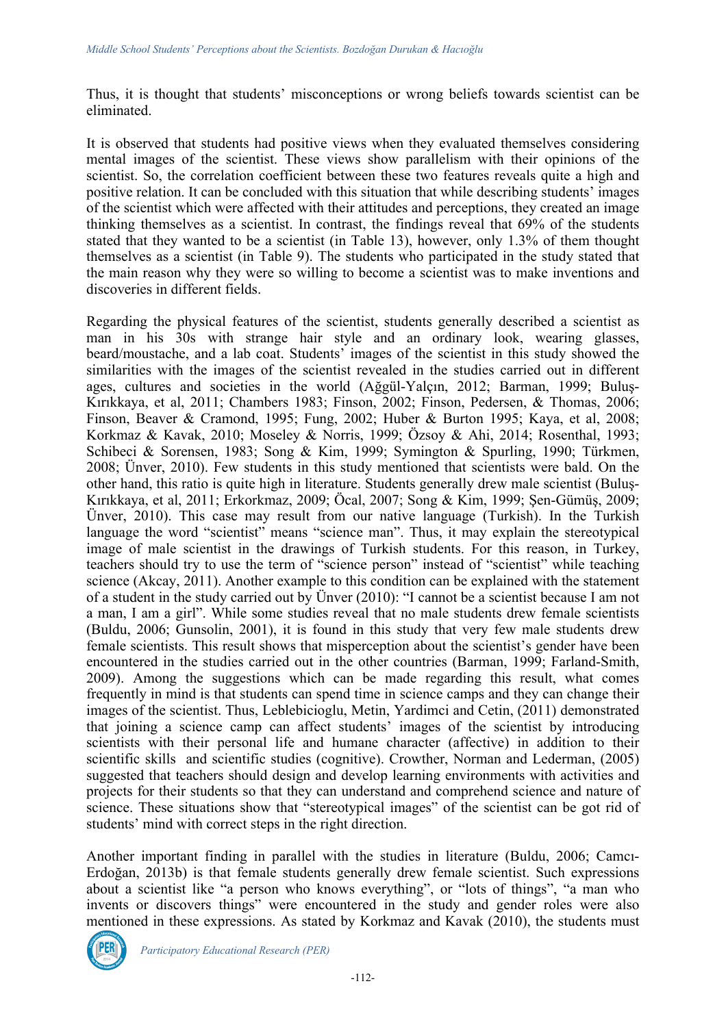Thus, it is thought that students' misconceptions or wrong beliefs towards scientist can be eliminated.

It is observed that students had positive views when they evaluated themselves considering mental images of the scientist. These views show parallelism with their opinions of the scientist. So, the correlation coefficient between these two features reveals quite a high and positive relation. It can be concluded with this situation that while describing students' images of the scientist which were affected with their attitudes and perceptions, they created an image thinking themselves as a scientist. In contrast, the findings reveal that 69% of the students stated that they wanted to be a scientist (in Table 13), however, only 1.3% of them thought themselves as a scientist (in Table 9). The students who participated in the study stated that the main reason why they were so willing to become a scientist was to make inventions and discoveries in different fields.

Regarding the physical features of the scientist, students generally described a scientist as man in his 30s with strange hair style and an ordinary look, wearing glasses, beard/moustache, and a lab coat. Students' images of the scientist in this study showed the similarities with the images of the scientist revealed in the studies carried out in different ages, cultures and societies in the world (Ağgül-Yalçın, 2012; Barman, 1999; Buluş-Kırıkkaya, et al, 2011; Chambers 1983; Finson, 2002; Finson, Pedersen, & Thomas, 2006; Finson, Beaver & Cramond, 1995; Fung, 2002; Huber & Burton 1995; Kaya, et al, 2008; Korkmaz & Kavak, 2010; Moseley & Norris, 1999; Özsoy & Ahi, 2014; Rosenthal, 1993; Schibeci & Sorensen, 1983; Song & Kim, 1999; Symington & Spurling, 1990; Türkmen, 2008; Ünver, 2010). Few students in this study mentioned that scientists were bald. On the other hand, this ratio is quite high in literature. Students generally drew male scientist (Buluş-Kırıkkaya, et al, 2011; Erkorkmaz, 2009; Öcal, 2007; Song & Kim, 1999; Şen-Gümüş, 2009; Ünver, 2010). This case may result from our native language (Turkish). In the Turkish language the word "scientist" means "science man". Thus, it may explain the stereotypical image of male scientist in the drawings of Turkish students. For this reason, in Turkey, teachers should try to use the term of "science person" instead of "scientist" while teaching science (Akcay, 2011). Another example to this condition can be explained with the statement of a student in the study carried out by Ünver (2010): "I cannot be a scientist because I am not a man, I am a girl". While some studies reveal that no male students drew female scientists (Buldu, 2006; Gunsolin, 2001), it is found in this study that very few male students drew female scientists. This result shows that misperception about the scientist's gender have been encountered in the studies carried out in the other countries (Barman, 1999; Farland-Smith, 2009). Among the suggestions which can be made regarding this result, what comes frequently in mind is that students can spend time in science camps and they can change their images of the scientist. Thus, Leblebicioglu, Metin, Yardimci and Cetin, (2011) demonstrated that joining a science camp can affect students' images of the scientist by introducing scientists with their personal life and humane character (affective) in addition to their scientific skills and scientific studies (cognitive). Crowther, Norman and Lederman, (2005) suggested that teachers should design and develop learning environments with activities and projects for their students so that they can understand and comprehend science and nature of science. These situations show that "stereotypical images" of the scientist can be got rid of students' mind with correct steps in the right direction.

Another important finding in parallel with the studies in literature (Buldu, 2006; Camcı-Erdoğan, 2013b) is that female students generally drew female scientist. Such expressions about a scientist like "a person who knows everything", or "lots of things", "a man who invents or discovers things" were encountered in the study and gender roles were also mentioned in these expressions. As stated by Korkmaz and Kavak (2010), the students must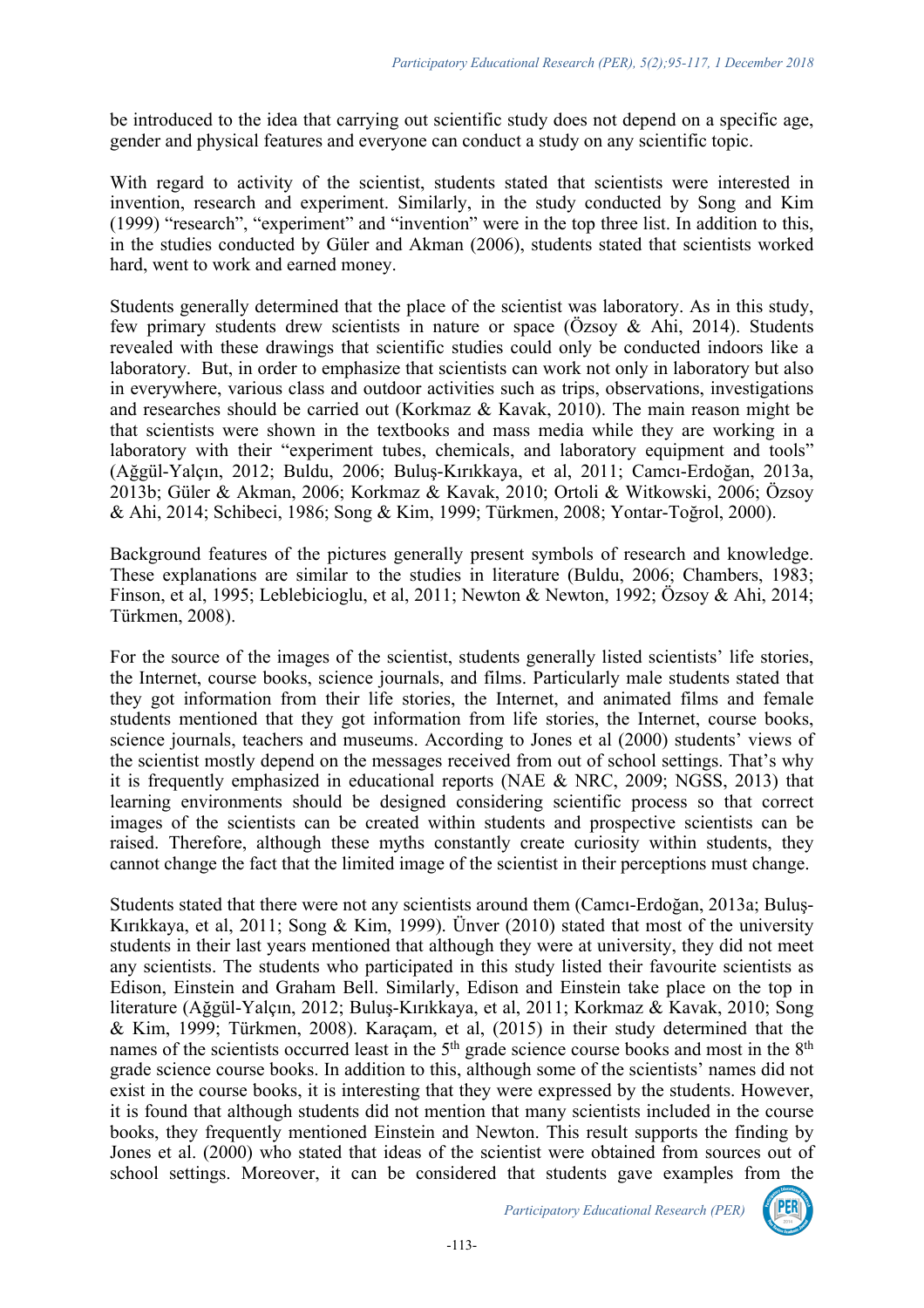be introduced to the idea that carrying out scientific study does not depend on a specific age, gender and physical features and everyone can conduct a study on any scientific topic.

With regard to activity of the scientist, students stated that scientists were interested in invention, research and experiment. Similarly, in the study conducted by Song and Kim (1999) "research", "experiment" and "invention" were in the top three list. In addition to this, in the studies conducted by Güler and Akman (2006), students stated that scientists worked hard, went to work and earned money.

Students generally determined that the place of the scientist was laboratory. As in this study, few primary students drew scientists in nature or space (Özsoy & Ahi, 2014). Students revealed with these drawings that scientific studies could only be conducted indoors like a laboratory. But, in order to emphasize that scientists can work not only in laboratory but also in everywhere, various class and outdoor activities such as trips, observations, investigations and researches should be carried out (Korkmaz & Kavak, 2010). The main reason might be that scientists were shown in the textbooks and mass media while they are working in a laboratory with their "experiment tubes, chemicals, and laboratory equipment and tools" (Ağgül-Yalçın, 2012; Buldu, 2006; Buluş-Kırıkkaya, et al, 2011; Camcı-Erdoğan, 2013a, 2013b; Güler & Akman, 2006; Korkmaz & Kavak, 2010; Ortoli & Witkowski, 2006; Özsoy & Ahi, 2014; Schibeci, 1986; Song & Kim, 1999; Türkmen, 2008; Yontar-Toğrol, 2000).

Background features of the pictures generally present symbols of research and knowledge. These explanations are similar to the studies in literature (Buldu, 2006; Chambers, 1983; Finson, et al, 1995; Leblebicioglu, et al, 2011; Newton & Newton, 1992; Özsoy & Ahi, 2014; Türkmen, 2008).

For the source of the images of the scientist, students generally listed scientists' life stories, the Internet, course books, science journals, and films. Particularly male students stated that they got information from their life stories, the Internet, and animated films and female students mentioned that they got information from life stories, the Internet, course books, science journals, teachers and museums. According to Jones et al (2000) students' views of the scientist mostly depend on the messages received from out of school settings. That's why it is frequently emphasized in educational reports (NAE & NRC, 2009; NGSS, 2013) that learning environments should be designed considering scientific process so that correct images of the scientists can be created within students and prospective scientists can be raised. Therefore, although these myths constantly create curiosity within students, they cannot change the fact that the limited image of the scientist in their perceptions must change.

Students stated that there were not any scientists around them (Camcı-Erdoğan, 2013a; Buluş-Kırıkkaya, et al, 2011; Song & Kim, 1999). Ünver (2010) stated that most of the university students in their last years mentioned that although they were at university, they did not meet any scientists. The students who participated in this study listed their favourite scientists as Edison, Einstein and Graham Bell. Similarly, Edison and Einstein take place on the top in literature (Ağgül-Yalçın, 2012; Buluş-Kırıkkaya, et al, 2011; Korkmaz & Kavak, 2010; Song & Kim, 1999; Türkmen, 2008). Karaçam, et al, (2015) in their study determined that the names of the scientists occurred least in the 5th grade science course books and most in the 8th grade science course books. In addition to this, although some of the scientists' names did not exist in the course books, it is interesting that they were expressed by the students. However, it is found that although students did not mention that many scientists included in the course books, they frequently mentioned Einstein and Newton. This result supports the finding by Jones et al. (2000) who stated that ideas of the scientist were obtained from sources out of school settings. Moreover, it can be considered that students gave examples from the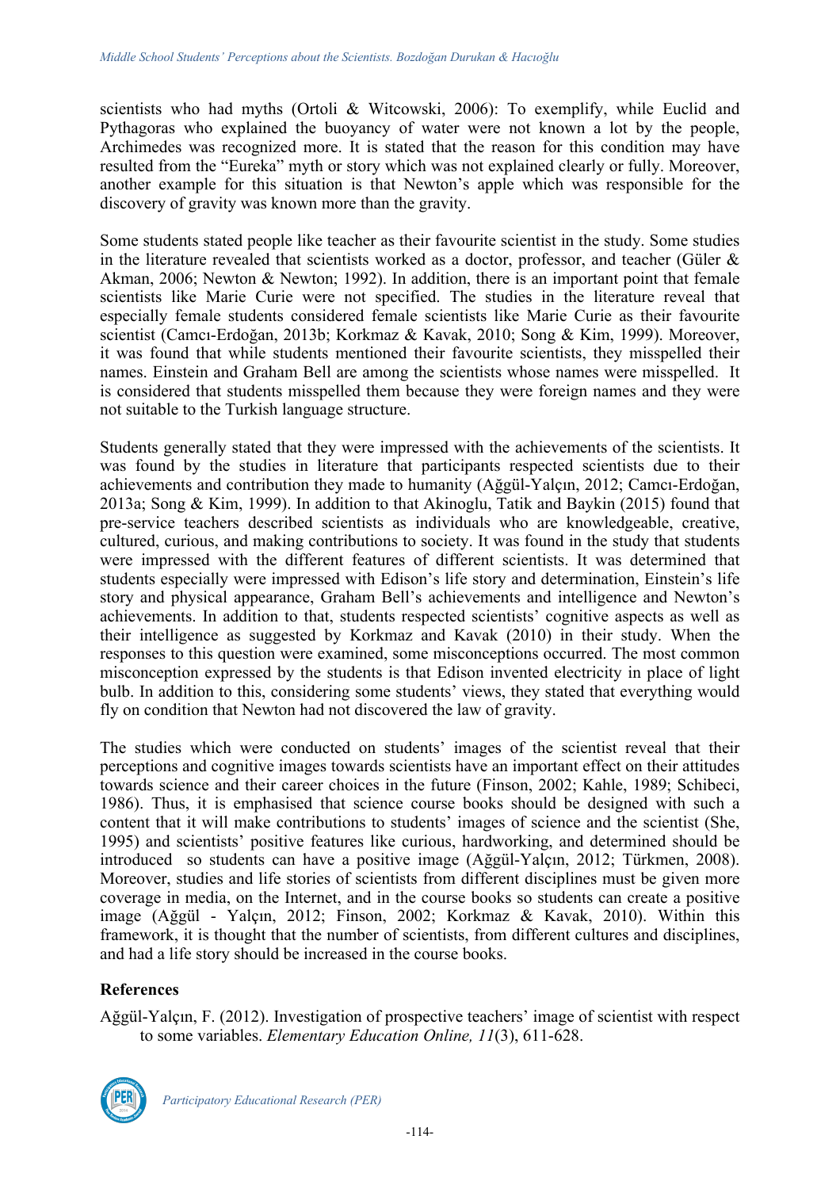scientists who had myths (Ortoli & Witcowski, 2006): To exemplify, while Euclid and Pythagoras who explained the buoyancy of water were not known a lot by the people, Archimedes was recognized more. It is stated that the reason for this condition may have resulted from the "Eureka" myth or story which was not explained clearly or fully. Moreover, another example for this situation is that Newton's apple which was responsible for the discovery of gravity was known more than the gravity.

Some students stated people like teacher as their favourite scientist in the study. Some studies in the literature revealed that scientists worked as a doctor, professor, and teacher (Güler & Akman, 2006; Newton & Newton; 1992). In addition, there is an important point that female scientists like Marie Curie were not specified. The studies in the literature reveal that especially female students considered female scientists like Marie Curie as their favourite scientist (Camcı-Erdoğan, 2013b; Korkmaz & Kavak, 2010; Song & Kim, 1999). Moreover, it was found that while students mentioned their favourite scientists, they misspelled their names. Einstein and Graham Bell are among the scientists whose names were misspelled. It is considered that students misspelled them because they were foreign names and they were not suitable to the Turkish language structure.

Students generally stated that they were impressed with the achievements of the scientists. It was found by the studies in literature that participants respected scientists due to their achievements and contribution they made to humanity (Ağgül-Yalçın, 2012; Camcı-Erdoğan, 2013a; Song & Kim, 1999). In addition to that Akinoglu, Tatik and Baykin (2015) found that pre-service teachers described scientists as individuals who are knowledgeable, creative, cultured, curious, and making contributions to society. It was found in the study that students were impressed with the different features of different scientists. It was determined that students especially were impressed with Edison's life story and determination, Einstein's life story and physical appearance, Graham Bell's achievements and intelligence and Newton's achievements. In addition to that, students respected scientists' cognitive aspects as well as their intelligence as suggested by Korkmaz and Kavak (2010) in their study. When the responses to this question were examined, some misconceptions occurred. The most common misconception expressed by the students is that Edison invented electricity in place of light bulb. In addition to this, considering some students' views, they stated that everything would fly on condition that Newton had not discovered the law of gravity.

The studies which were conducted on students' images of the scientist reveal that their perceptions and cognitive images towards scientists have an important effect on their attitudes towards science and their career choices in the future (Finson, 2002; Kahle, 1989; Schibeci, 1986). Thus, it is emphasised that science course books should be designed with such a content that it will make contributions to students' images of science and the scientist (She, 1995) and scientists' positive features like curious, hardworking, and determined should be introduced so students can have a positive image (Ağgül-Yalçın, 2012; Türkmen, 2008). Moreover, studies and life stories of scientists from different disciplines must be given more coverage in media, on the Internet, and in the course books so students can create a positive image (Ağgül - Yalçın, 2012; Finson, 2002; Korkmaz & Kavak, 2010). Within this framework, it is thought that the number of scientists, from different cultures and disciplines, and had a life story should be increased in the course books.

## References

Ağgül-Yalçın, F. (2012). Investigation of prospective teachers' image of scientist with respect to some variables. *Elementary Education Online, 11*(3), 611-628.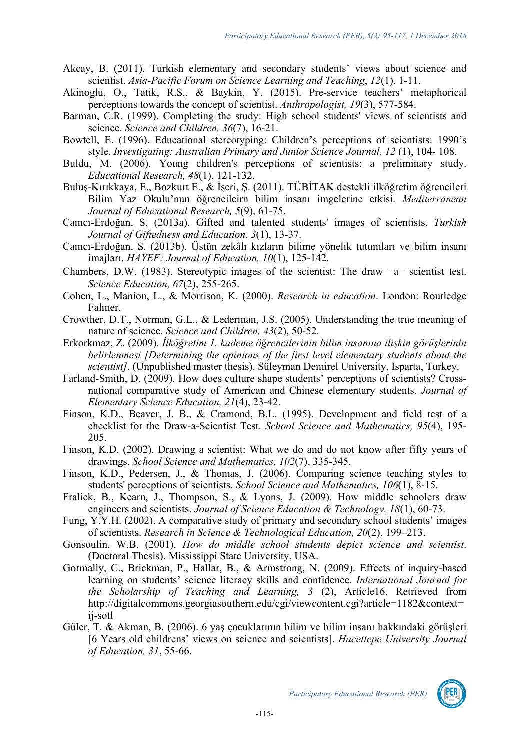Akcay, B. (2011). Turkish elementary and secondary students' views about science and scientist. *Asia-Pacific Forum on Science Learning and Teaching*, *12*(1), 1-11.

Akinoglu, O., Tatik, R.S., & Baykin, Y. (2015). Pre-service teachers' metaphorical perceptions towards the concept of scientist. *Anthropologist, 19*(3), 577-584.

Barman, C.R. (1999). Completing the study: High school students' views of scientists and science. *Science and Children, 36*(7), 16-21.

Bowtell, E. (1996). Educational stereotyping: Children's perceptions of scientists: 1990's style. *Investigating: Australian Primary and Junior Science Journal, 12* (1), 104- 108.

Buldu, M. (2006). Young children's perceptions of scientists: a preliminary study. *Educational Research, 48*(1), 121-132.

Buluş-Kırıkkaya, E., Bozkurt E., & İşeri, Ş. (2011). TÜBİTAK destekli ilköğretim öğrencileri Bilim Yaz Okulu'nun öğrencileirn bilim insanı imgelerine etkisi. *Mediterranean Journal of Educational Research, 5*(9), 61-75.

Camcı-Erdoğan, S. (2013a). Gifted and talented students' images of scientists. *Turkish Journal of Giftedness and Education, 3*(1), 13-37.

Camcı-Erdoğan, S. (2013b). Üstün zekâlı kızların bilime yönelik tutumları ve bilim insanı imajları. *HAYEF: Journal of Education, 10*(1), 125-142.

Chambers, D.W. (1983). Stereotypic images of the scientist: The draw - a - scientist test. *Science Education, 67*(2), 255-265.

Cohen, L., Manion, L., & Morrison, K. (2000). *Research in education*. London: Routledge Falmer.

Crowther, D.T., Norman, G.L., & Lederman, J.S. (2005). Understanding the true meaning of nature of science. *Science and Children, 43*(2), 50-52.

Erkorkmaz, Z. (2009). *İlköğretim 1. kademe öğrencilerinin bilim insanına ilişkin görüşlerinin belirlenmesi [Determining the opinions of the first level elementary students about the scientist]*. (Unpublished master thesis). Süleyman Demirel University, Isparta, Turkey.

Farland-Smith, D. (2009). How does culture shape students' perceptions of scientists? Cross-national comparative study of American and Chinese elementary students. *Journal of Elementary Science Education, 21*(4), 23-42.

Finson, K.D., Beaver, J. B., & Cramond, B.L. (1995). Development and field test of a checklist for the Draw-a-Scientist Test. *School Science and Mathematics, 95*(4), 195-205.

Finson, K.D. (2002). Drawing a scientist: What we do and do not know after fifty years of drawings. *School Science and Mathematics, 102*(7), 335-345.

Finson, K.D., Pedersen, J., & Thomas, J. (2006). Comparing science teaching styles to students' perceptions of scientists. *School Science and Mathematics, 106*(1), 8-15.

Fralick, B., Kearn, J., Thompson, S., & Lyons, J. (2009). How middle schoolers draw engineers and scientists. *Journal of Science Education & Technology, 18*(1), 60-73.

Fung, Y.Y.H. (2002). A comparative study of primary and secondary school students' images of scientists. *Research in Science & Technological Education, 20*(2), 199–213.

Gonsoulin, W.B. (2001). *How do middle school students depict science and scientist*. (Doctoral Thesis). Mississippi State University, USA.

Gormally, C., Brickman, P., Hallar, B., & Armstrong, N. (2009). Effects of inquiry-based learning on students' science literacy skills and confidence. *International Journal for the Scholarship of Teaching and Learning, 3* (2), Article16. Retrieved from http://digitalcommons.georgiasouthern.edu/cgi/viewcontent.cgi?article=1182&context=ij-sotl

Güler, T. & Akman, B. (2006). 6 yaş çocuklarının bilim ve bilim insanı hakkındaki görüşleri [6 Years old childrens' views on science and scientists]. *Hacettepe University Journal of Education, 31*, 55-66.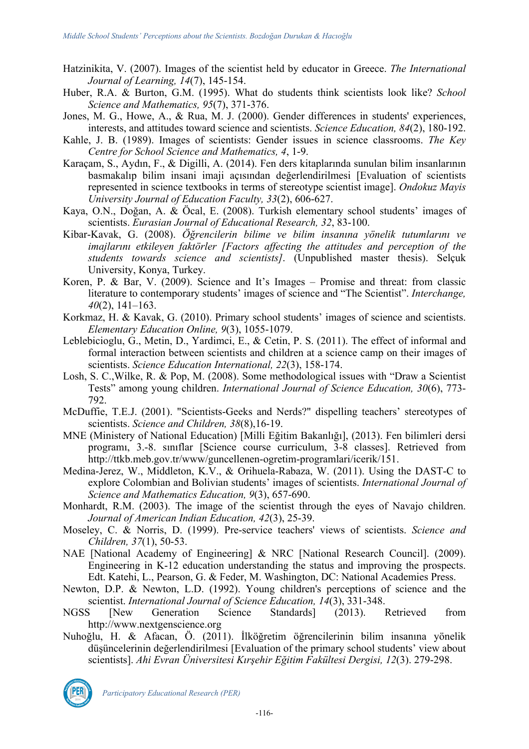Hatzinikita, V. (2007). Images of the scientist held by educator in Greece. *The International Journal of Learning, 14*(7), 145-154.

Huber, R.A. & Burton, G.M. (1995). What do students think scientists look like? *School Science and Mathematics, 95*(7), 371-376.

Jones, M. G., Howe, A., & Rua, M. J. (2000). Gender differences in students' experiences, interests, and attitudes toward science and scientists. *Science Education, 84*(2), 180-192.

Kahle, J. B. (1989). Images of scientists: Gender issues in science classrooms. *The Key Centre for School Science and Mathematics, 4*, 1-9.

Karaçam, S., Aydın, F., & Digilli, A. (2014). Fen ders kitaplarında sunulan bilim insanlarının basmakalıp bilim insani imaji açısından değerlendirilmesi [Evaluation of scientists represented in science textbooks in terms of stereotype scientist image]. *Ondokuz Mayis University Journal of Education Faculty, 33*(2), 606-627.

Kaya, O.N., Doğan, A. & Öcal, E. (2008). Turkish elementary school students' images of scientists. *Eurasian Journal of Educational Research, 32*, 83-100.

Kibar-Kavak, G. (2008). *Öğrencilerin bilime ve bilim insanına yönelik tutumlarını ve imajlarını etkileyen faktörler [Factors affecting the attitudes and perception of the students towards science and scientists]*. (Unpublished master thesis). Selçuk University, Konya, Turkey.

Koren, P. & Bar, V. (2009). Science and It's Images – Promise and threat: from classic literature to contemporary students' images of science and "The Scientist". *Interchange, 40*(2), 141–163.

Korkmaz, H. & Kavak, G. (2010). Primary school students' images of science and scientists. *Elementary Education Online, 9*(3), 1055-1079.

Leblebicioglu, G., Metin, D., Yardimci, E., & Cetin, P. S. (2011). The effect of informal and formal interaction between scientists and children at a science camp on their images of scientists. *Science Education International, 22*(3), 158-174.

Losh, S. C.,Wilke, R. & Pop, M. (2008). Some methodological issues with "Draw a Scientist Tests" among young children. *International Journal of Science Education, 30*(6), 773-792.

McDuffie, T.E.J. (2001). "Scientists-Geeks and Nerds?" dispelling teachers' stereotypes of scientists. *Science and Children, 38*(8),16-19.

MNE (Ministery of National Education) [Milli Eğitim Bakanlığı], (2013). Fen bilimleri dersi programı, 3.-8. sınıflar [Science course curriculum, 3-8 classes]. Retrieved from http://ttkb.meb.gov.tr/www/guncellenen-ogretim-programlari/icerik/151.

Medina-Jerez, W., Middleton, K.V., & Orihuela-Rabaza, W. (2011). Using the DAST-C to explore Colombian and Bolivian students' images of scientists. *International Journal of Science and Mathematics Education, 9*(3), 657-690.

Monhardt, R.M. (2003). The image of the scientist through the eyes of Navajo children. *Journal of American Indian Education, 42*(3), 25-39.

Moseley, C. & Norris, D. (1999). Pre-service teachers' views of scientists. *Science and Children, 37*(1), 50-53.

NAE [National Academy of Engineering] & NRC [National Research Council]. (2009). Engineering in K-12 education understanding the status and improving the prospects. Edt. Katehi, L., Pearson, G. & Feder, M. Washington, DC: National Academies Press.

Newton, D.P. & Newton, L.D. (1992). Young children's perceptions of science and the scientist. *International Journal of Science Education, 14*(3), 331-348.

NGSS [New Generation Science Standards] (2013). Retrieved from http://www.nextgenscience.org

Nuhoğlu, H. & Afacan, Ö. (2011). İlköğretim öğrencilerinin bilim insanına yönelik düşüncelerinin değerlendirilmesi [Evaluation of the primary school students' view about scientists]. *Ahi Evran Üniversitesi Kırşehir Eğitim Fakültesi Dergisi, 12*(3). 279-298.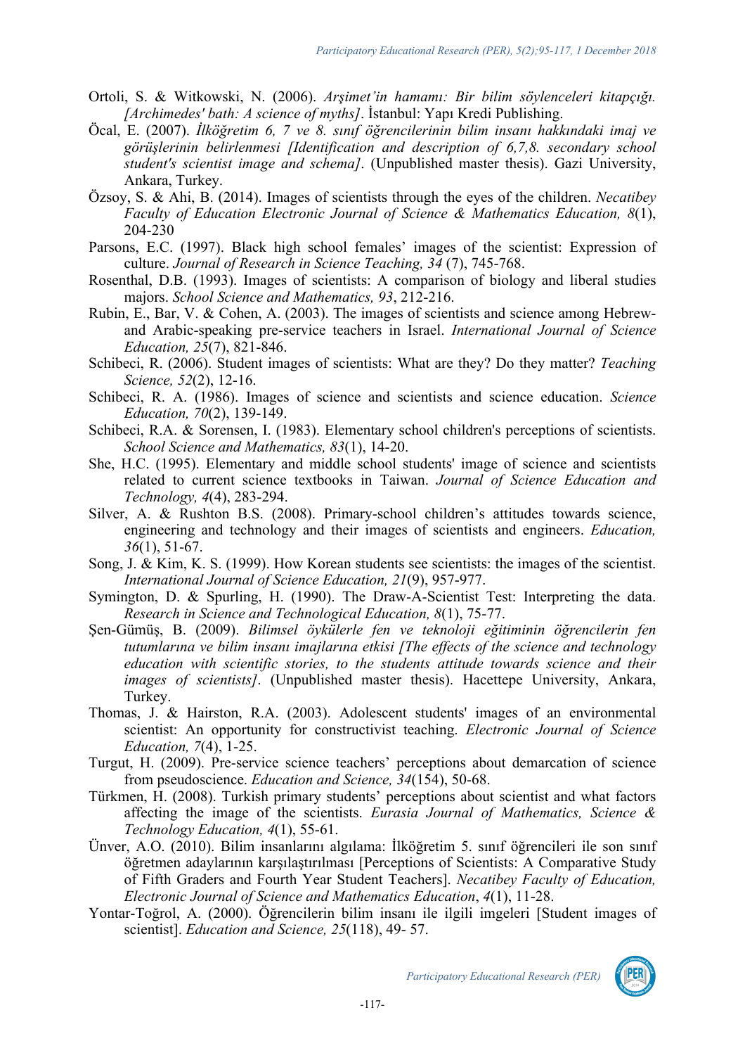Ortoli, S. & Witkowski, N. (2006). *Arşimet'in hamamı: Bir bilim söylenceleri kitapçığı. [Archimedes' bath: A science of myths]*. İstanbul: Yapı Kredi Publishing.

Öcal, E. (2007). *İlköğretim 6, 7 ve 8. sınıf öğrencilerinin bilim insanı hakkındaki imaj ve görüşlerinin belirlenmesi [Identification and description of 6,7,8. secondary school student's scientist image and schema]*. (Unpublished master thesis). Gazi University, Ankara, Turkey.

Özsoy, S. & Ahi, B. (2014). Images of scientists through the eyes of the children. *Necatibey Faculty of Education Electronic Journal of Science & Mathematics Education, 8*(1), 204-230

Parsons, E.C. (1997). Black high school females' images of the scientist: Expression of culture. *Journal of Research in Science Teaching, 34* (7), 745-768.

Rosenthal, D.B. (1993). Images of scientists: A comparison of biology and liberal studies majors. *School Science and Mathematics, 93*, 212-216.

Rubin, E., Bar, V. & Cohen, A. (2003). The images of scientists and science among Hebrew- and Arabic-speaking pre-service teachers in Israel. *International Journal of Science Education, 25*(7), 821-846.

Schibeci, R. (2006). Student images of scientists: What are they? Do they matter? *Teaching Science, 52*(2), 12-16.

Schibeci, R. A. (1986). Images of science and scientists and science education. *Science Education, 70*(2), 139-149.

Schibeci, R.A. & Sorensen, I. (1983). Elementary school children's perceptions of scientists. *School Science and Mathematics, 83*(1), 14-20.

She, H.C. (1995). Elementary and middle school students' image of science and scientists related to current science textbooks in Taiwan. *Journal of Science Education and Technology, 4*(4), 283-294.

Silver, A. & Rushton B.S. (2008). Primary-school children's attitudes towards science, engineering and technology and their images of scientists and engineers. *Education, 36*(1), 51-67.

Song, J. & Kim, K. S. (1999). How Korean students see scientists: the images of the scientist. *International Journal of Science Education, 21*(9), 957-977.

Symington, D. & Spurling, H. (1990). The Draw-A-Scientist Test: Interpreting the data. *Research in Science and Technological Education, 8*(1), 75-77.

Şen-Gümüş, B. (2009). *Bilimsel öykülerle fen ve teknoloji eğitiminin öğrencilerin fen tutumlarına ve bilim insanı imajlarına etkisi [The effects of the science and technology education with scientific stories, to the students attitude towards science and their images of scientists]*. (Unpublished master thesis). Hacettepe University, Ankara, Turkey.

Thomas, J. & Hairston, R.A. (2003). Adolescent students' images of an environmental scientist: An opportunity for constructivist teaching. *Electronic Journal of Science Education, 7*(4), 1-25.

Turgut, H. (2009). Pre-service science teachers' perceptions about demarcation of science from pseudoscience. *Education and Science, 34*(154), 50-68.

Türkmen, H. (2008). Turkish primary students' perceptions about scientist and what factors affecting the image of the scientists. *Eurasia Journal of Mathematics, Science & Technology Education, 4*(1), 55-61.

Ünver, A.O. (2010). Bilim insanlarını algılama: İlköğretim 5. sınıf öğrencileri ile son sınıf öğretmen adaylarının karşılaştırılması [Perceptions of Scientists: A Comparative Study of Fifth Graders and Fourth Year Student Teachers]. *Necatibey Faculty of Education, Electronic Journal of Science and Mathematics Education*, *4*(1), 11-28.

Yontar-Toğrol, A. (2000). Öğrencilerin bilim insanı ile ilgili imgeleri [Student images of scientist]. *Education and Science, 25*(118), 49- 57.